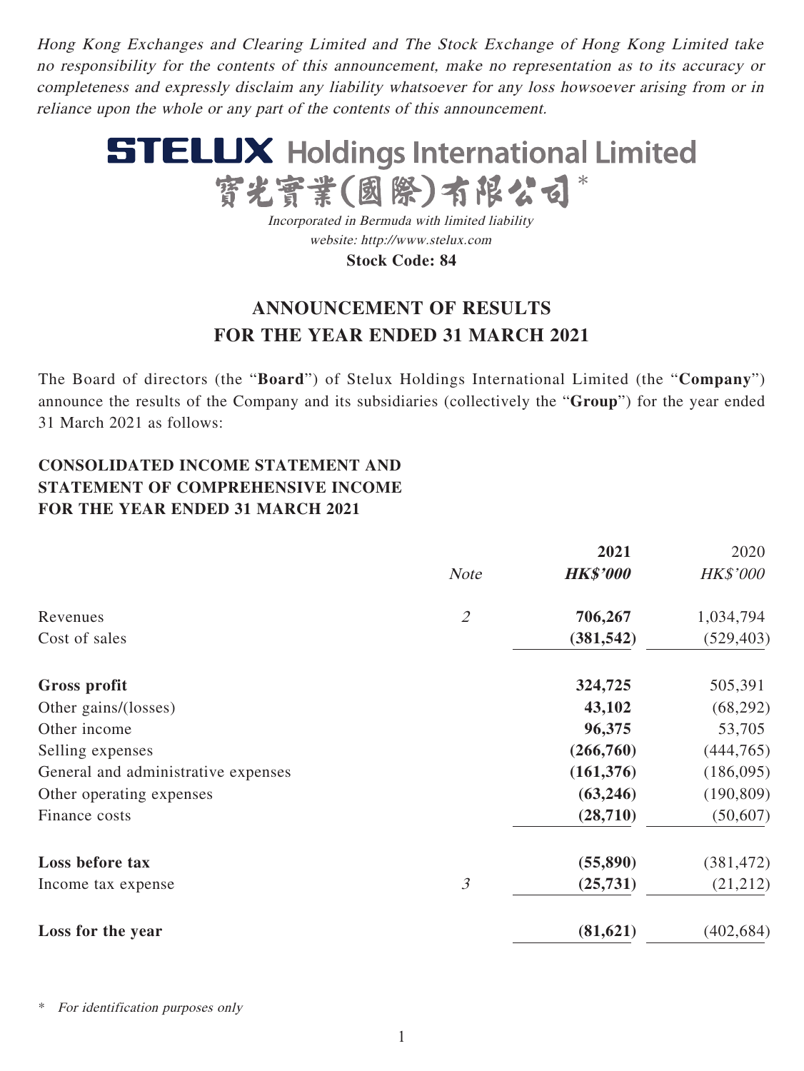*Hong Kong Exchanges and Clearing Limited and The Stock Exchange of Hong Kong Limited take no responsibility for the contents of this announcement, make no representation as to its accuracy or completeness and expressly disclaim any liability whatsoever for any loss howsoever arising from or in reliance upon the whole or any part of the contents of this announcement.*

# STELUX Holdings International Limited
# 寶光實業(國際)有限公司*

*Incorporated in Bermuda with limited liability*
*website: http://www.stelux.com*
**Stock Code: 84**

## ANNOUNCEMENT OF RESULTS FOR THE YEAR ENDED 31 MARCH 2021

The Board of directors (the "**Board**") of Stelux Holdings International Limited (the "**Company**") announce the results of the Company and its subsidiaries (collectively the "**Group**") for the year ended 31 March 2021 as follows:

### CONSOLIDATED INCOME STATEMENT AND STATEMENT OF COMPREHENSIVE INCOME FOR THE YEAR ENDED 31 MARCH 2021

| | *Note* | **2021** *HK$'000* | 2020 *HK$'000* |
|---|---|---|---|
| Revenues | *2* | **706,267** | 1,034,794 |
| Cost of sales | | **(381,542)** | (529,403) |
| **Gross profit** | | **324,725** | 505,391 |
| Other gains/(losses) | | **43,102** | (68,292) |
| Other income | | **96,375** | 53,705 |
| Selling expenses | | **(266,760)** | (444,765) |
| General and administrative expenses | | **(161,376)** | (186,095) |
| Other operating expenses | | **(63,246)** | (190,809) |
| Finance costs | | **(28,710)** | (50,607) |
| **Loss before tax** | | **(55,890)** | (381,472) |
| Income tax expense | *3* | **(25,731)** | (21,212) |
| **Loss for the year** | | **(81,621)** | (402,684) |

\* *For identification purposes only*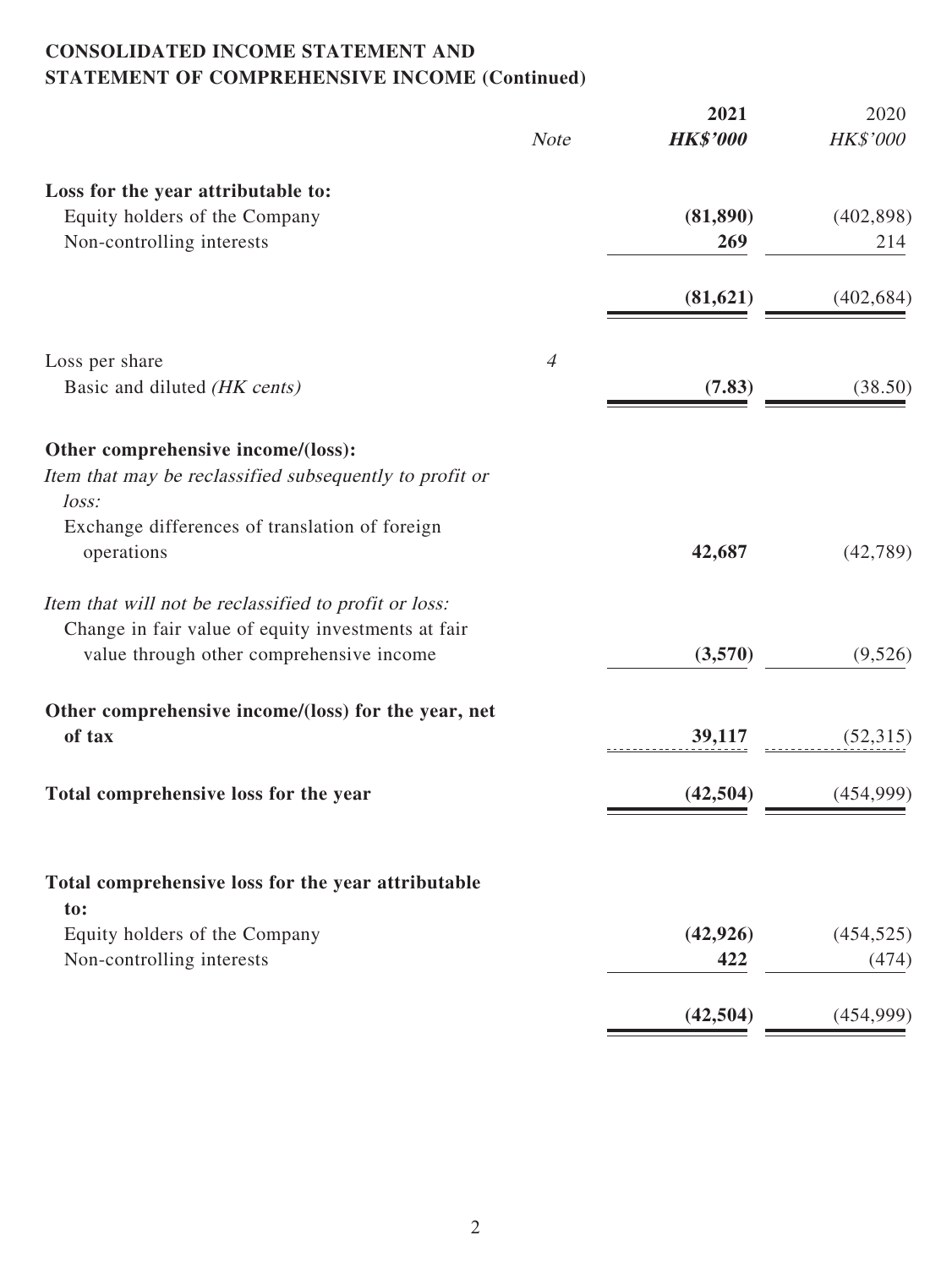**CONSOLIDATED INCOME STATEMENT AND STATEMENT OF COMPREHENSIVE INCOME (Continued)**

| | *Note* | **2021** **HK$'000** | 2020 HK$'000 |
|---|---|---|---|
| **Loss for the year attributable to:** | | | |
| Equity holders of the Company | | **(81,890)** | (402,898) |
| Non-controlling interests | | **269** | 214 |
| | | **(81,621)** | (402,684) |
| Loss per share | *4* | | |
| Basic and diluted *(HK cents)* | | **(7.83)** | (38.50) |
| **Other comprehensive income/(loss):** | | | |
| *Item that may be reclassified subsequently to profit or loss:* | | | |
| Exchange differences of translation of foreign operations | | **42,687** | (42,789) |
| *Item that will not be reclassified to profit or loss:* | | | |
| Change in fair value of equity investments at fair value through other comprehensive income | | **(3,570)** | (9,526) |
| **Other comprehensive income/(loss) for the year, net of tax** | | **39,117** | (52,315) |
| **Total comprehensive loss for the year** | | **(42,504)** | (454,999) |
| **Total comprehensive loss for the year attributable to:** | | | |
| Equity holders of the Company | | **(42,926)** | (454,525) |
| Non-controlling interests | | **422** | (474) |
| | | **(42,504)** | (454,999) |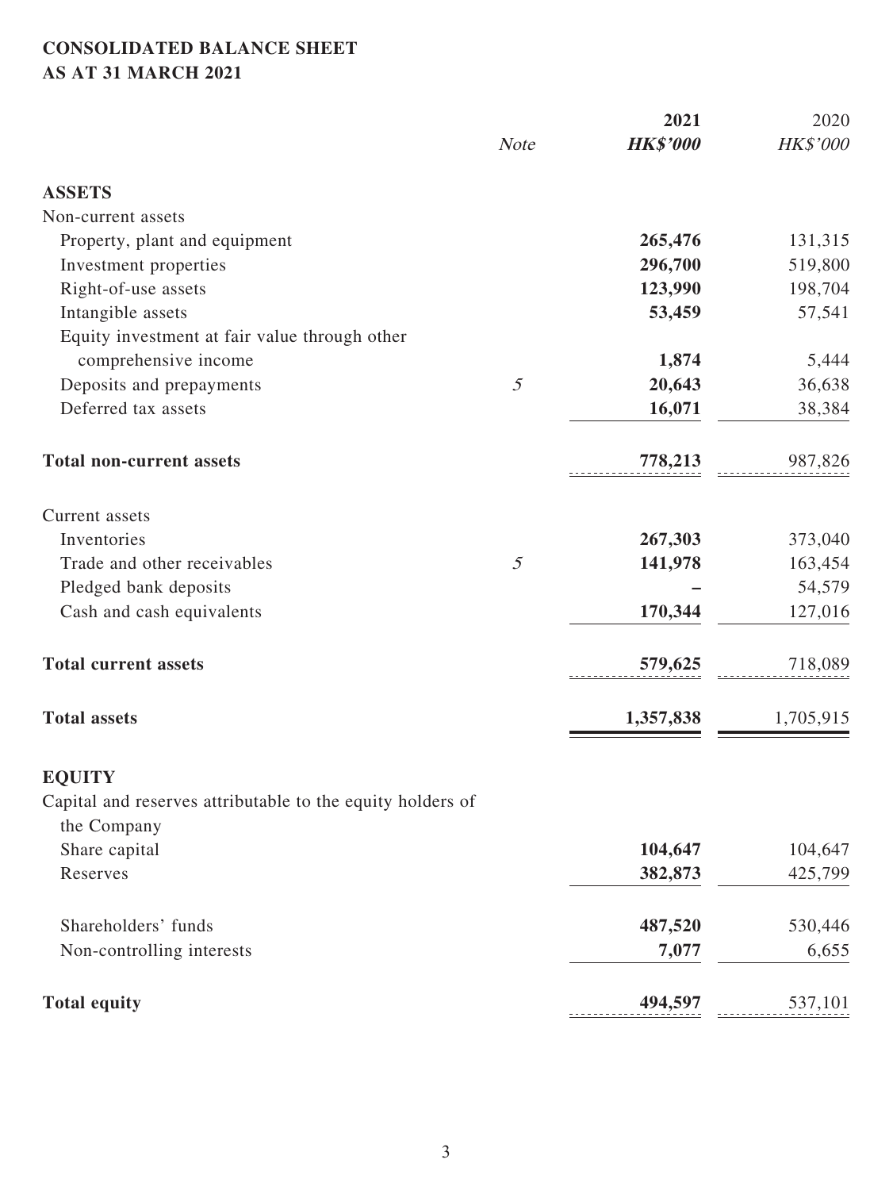# CONSOLIDATED BALANCE SHEET
## AS AT 31 MARCH 2021

| | *Note* | **2021** <br> ***HK$'000*** | 2020 <br> *HK$'000* |
|---|---|---|---|
| **ASSETS** | | | |
| Non-current assets | | | |
| Property, plant and equipment | | **265,476** | 131,315 |
| Investment properties | | **296,700** | 519,800 |
| Right-of-use assets | | **123,990** | 198,704 |
| Intangible assets | | **53,459** | 57,541 |
| Equity investment at fair value through other comprehensive income | | **1,874** | 5,444 |
| Deposits and prepayments | *5* | **20,643** | 36,638 |
| Deferred tax assets | | **16,071** | 38,384 |
| **Total non-current assets** | | **778,213** | 987,826 |
| Current assets | | | |
| Inventories | | **267,303** | 373,040 |
| Trade and other receivables | *5* | **141,978** | 163,454 |
| Pledged bank deposits | | **–** | 54,579 |
| Cash and cash equivalents | | **170,344** | 127,016 |
| **Total current assets** | | **579,625** | 718,089 |
| **Total assets** | | **1,357,838** | 1,705,915 |
| **EQUITY** | | | |
| Capital and reserves attributable to the equity holders of the Company | | | |
| Share capital | | **104,647** | 104,647 |
| Reserves | | **382,873** | 425,799 |
| Shareholders' funds | | **487,520** | 530,446 |
| Non-controlling interests | | **7,077** | 6,655 |
| **Total equity** | | **494,597** | 537,101 |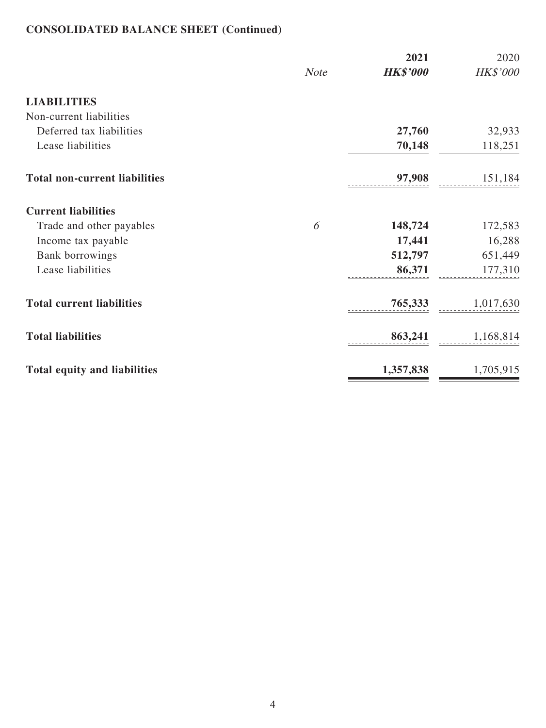## CONSOLIDATED BALANCE SHEET (Continued)

| | Note | 2021 | 2020 |
|---|---|---|---|
| | | ***HK$'000*** | *HK$'000* |
| **LIABILITIES** | | | |
| Non-current liabilities | | | |
| Deferred tax liabilities | | **27,760** | 32,933 |
| Lease liabilities | | **70,148** | 118,251 |
| **Total non-current liabilities** | | **97,908** | 151,184 |
| **Current liabilities** | | | |
| Trade and other payables | *6* | **148,724** | 172,583 |
| Income tax payable | | **17,441** | 16,288 |
| Bank borrowings | | **512,797** | 651,449 |
| Lease liabilities | | **86,371** | 177,310 |
| **Total current liabilities** | | **765,333** | 1,017,630 |
| **Total liabilities** | | **863,241** | 1,168,814 |
| **Total equity and liabilities** | | **1,357,838** | 1,705,915 |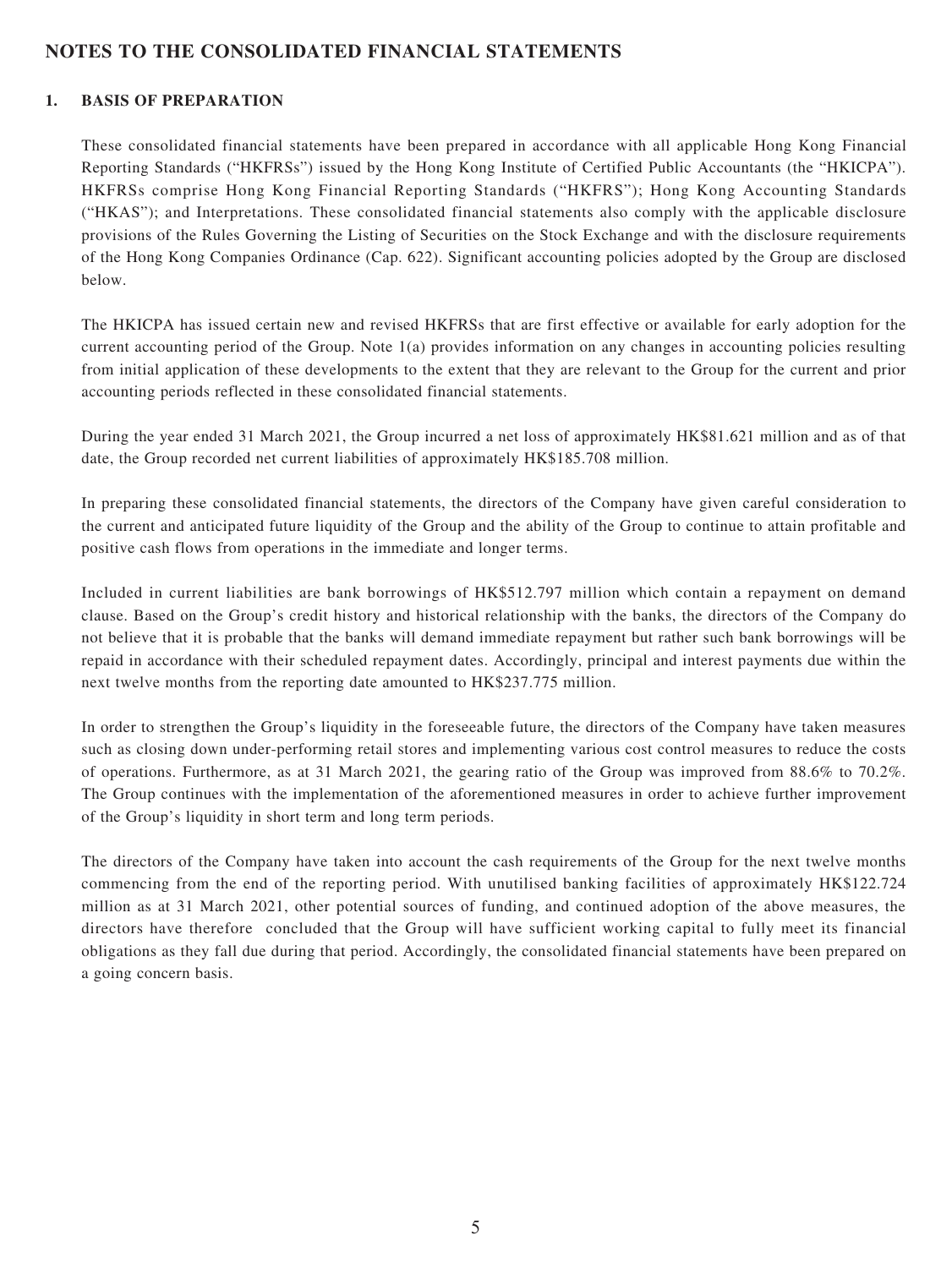# NOTES TO THE CONSOLIDATED FINANCIAL STATEMENTS

## 1. BASIS OF PREPARATION

These consolidated financial statements have been prepared in accordance with all applicable Hong Kong Financial Reporting Standards ("HKFRSs") issued by the Hong Kong Institute of Certified Public Accountants (the "HKICPA"). HKFRSs comprise Hong Kong Financial Reporting Standards ("HKFRS"); Hong Kong Accounting Standards ("HKAS"); and Interpretations. These consolidated financial statements also comply with the applicable disclosure provisions of the Rules Governing the Listing of Securities on the Stock Exchange and with the disclosure requirements of the Hong Kong Companies Ordinance (Cap. 622). Significant accounting policies adopted by the Group are disclosed below.

The HKICPA has issued certain new and revised HKFRSs that are first effective or available for early adoption for the current accounting period of the Group. Note 1(a) provides information on any changes in accounting policies resulting from initial application of these developments to the extent that they are relevant to the Group for the current and prior accounting periods reflected in these consolidated financial statements.

During the year ended 31 March 2021, the Group incurred a net loss of approximately HK$81.621 million and as of that date, the Group recorded net current liabilities of approximately HK$185.708 million.

In preparing these consolidated financial statements, the directors of the Company have given careful consideration to the current and anticipated future liquidity of the Group and the ability of the Group to continue to attain profitable and positive cash flows from operations in the immediate and longer terms.

Included in current liabilities are bank borrowings of HK$512.797 million which contain a repayment on demand clause. Based on the Group's credit history and historical relationship with the banks, the directors of the Company do not believe that it is probable that the banks will demand immediate repayment but rather such bank borrowings will be repaid in accordance with their scheduled repayment dates. Accordingly, principal and interest payments due within the next twelve months from the reporting date amounted to HK$237.775 million.

In order to strengthen the Group's liquidity in the foreseeable future, the directors of the Company have taken measures such as closing down under-performing retail stores and implementing various cost control measures to reduce the costs of operations. Furthermore, as at 31 March 2021, the gearing ratio of the Group was improved from 88.6% to 70.2%. The Group continues with the implementation of the aforementioned measures in order to achieve further improvement of the Group's liquidity in short term and long term periods.

The directors of the Company have taken into account the cash requirements of the Group for the next twelve months commencing from the end of the reporting period. With unutilised banking facilities of approximately HK$122.724 million as at 31 March 2021, other potential sources of funding, and continued adoption of the above measures, the directors have therefore concluded that the Group will have sufficient working capital to fully meet its financial obligations as they fall due during that period. Accordingly, the consolidated financial statements have been prepared on a going concern basis.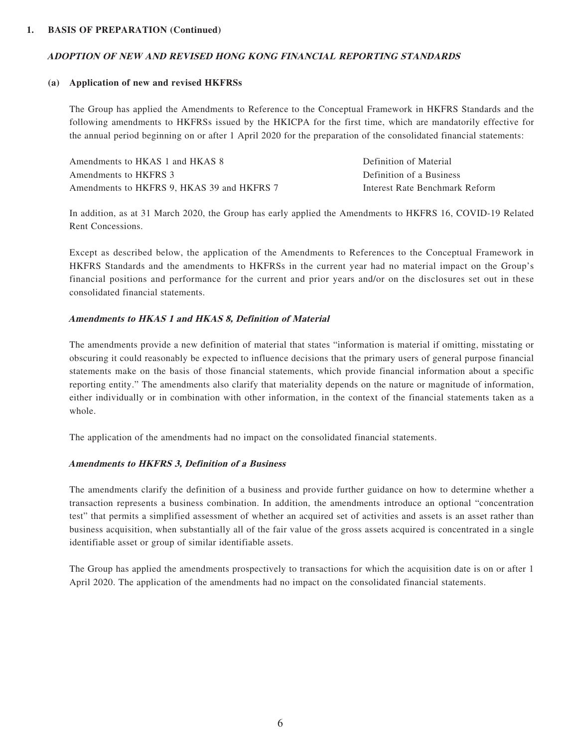## 1. BASIS OF PREPARATION (Continued)

### *ADOPTION OF NEW AND REVISED HONG KONG FINANCIAL REPORTING STANDARDS*

#### (a) Application of new and revised HKFRSs

The Group has applied the Amendments to Reference to the Conceptual Framework in HKFRS Standards and the following amendments to HKFRSs issued by the HKICPA for the first time, which are mandatorily effective for the annual period beginning on or after 1 April 2020 for the preparation of the consolidated financial statements:

| | |
|---|---|
| Amendments to HKAS 1 and HKAS 8 | Definition of Material |
| Amendments to HKFRS 3 | Definition of a Business |
| Amendments to HKFRS 9, HKAS 39 and HKFRS 7 | Interest Rate Benchmark Reform |

In addition, as at 31 March 2020, the Group has early applied the Amendments to HKFRS 16, COVID-19 Related Rent Concessions.

Except as described below, the application of the Amendments to References to the Conceptual Framework in HKFRS Standards and the amendments to HKFRSs in the current year had no material impact on the Group's financial positions and performance for the current and prior years and/or on the disclosures set out in these consolidated financial statements.

***Amendments to HKAS 1 and HKAS 8, Definition of Material***

The amendments provide a new definition of material that states "information is material if omitting, misstating or obscuring it could reasonably be expected to influence decisions that the primary users of general purpose financial statements make on the basis of those financial statements, which provide financial information about a specific reporting entity." The amendments also clarify that materiality depends on the nature or magnitude of information, either individually or in combination with other information, in the context of the financial statements taken as a whole.

The application of the amendments had no impact on the consolidated financial statements.

***Amendments to HKFRS 3, Definition of a Business***

The amendments clarify the definition of a business and provide further guidance on how to determine whether a transaction represents a business combination. In addition, the amendments introduce an optional "concentration test" that permits a simplified assessment of whether an acquired set of activities and assets is an asset rather than business acquisition, when substantially all of the fair value of the gross assets acquired is concentrated in a single identifiable asset or group of similar identifiable assets.

The Group has applied the amendments prospectively to transactions for which the acquisition date is on or after 1 April 2020. The application of the amendments had no impact on the consolidated financial statements.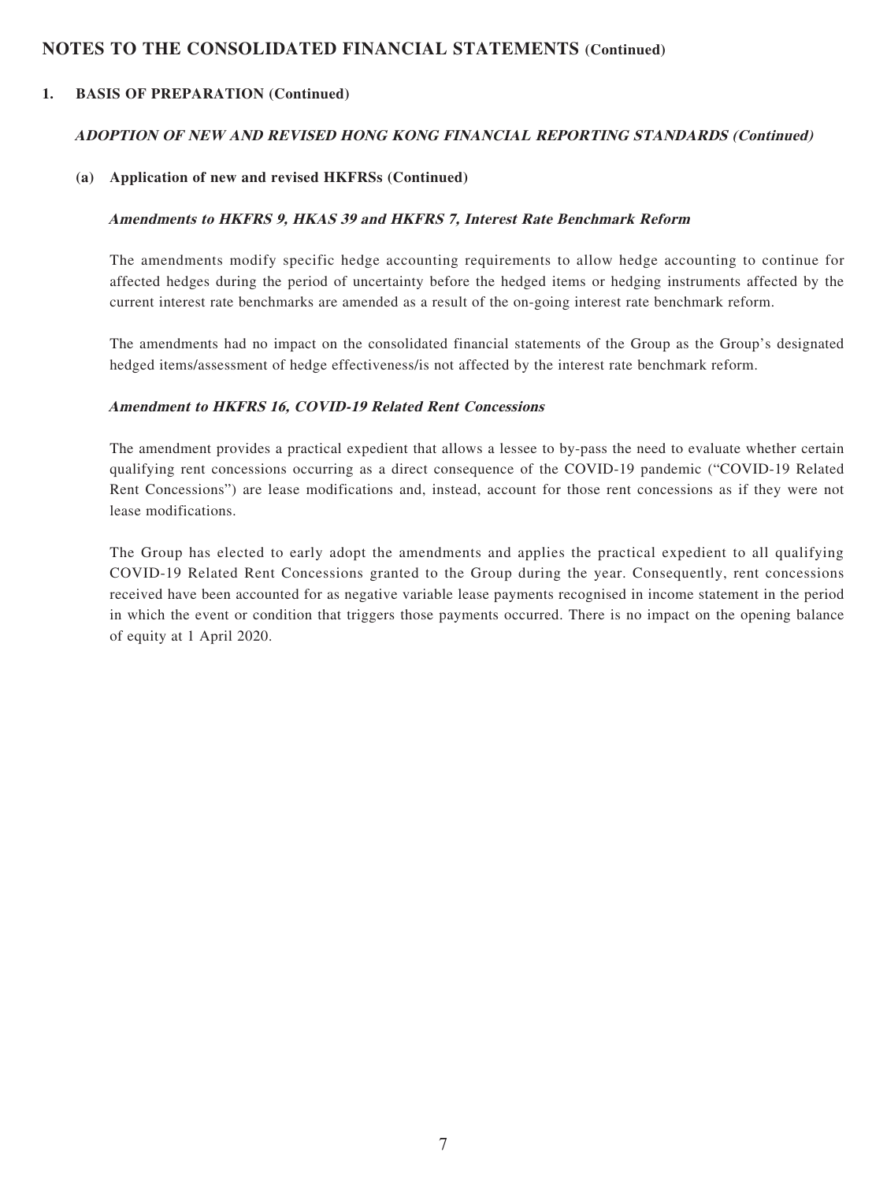## NOTES TO THE CONSOLIDATED FINANCIAL STATEMENTS (Continued)

### 1. BASIS OF PREPARATION (Continued)

#### *ADOPTION OF NEW AND REVISED HONG KONG FINANCIAL REPORTING STANDARDS (Continued)*

**(a) Application of new and revised HKFRSs (Continued)**

***Amendments to HKFRS 9, HKAS 39 and HKFRS 7, Interest Rate Benchmark Reform***

The amendments modify specific hedge accounting requirements to allow hedge accounting to continue for affected hedges during the period of uncertainty before the hedged items or hedging instruments affected by the current interest rate benchmarks are amended as a result of the on-going interest rate benchmark reform.

The amendments had no impact on the consolidated financial statements of the Group as the Group's designated hedged items/assessment of hedge effectiveness/is not affected by the interest rate benchmark reform.

***Amendment to HKFRS 16, COVID-19 Related Rent Concessions***

The amendment provides a practical expedient that allows a lessee to by-pass the need to evaluate whether certain qualifying rent concessions occurring as a direct consequence of the COVID-19 pandemic ("COVID-19 Related Rent Concessions") are lease modifications and, instead, account for those rent concessions as if they were not lease modifications.

The Group has elected to early adopt the amendments and applies the practical expedient to all qualifying COVID-19 Related Rent Concessions granted to the Group during the year. Consequently, rent concessions received have been accounted for as negative variable lease payments recognised in income statement in the period in which the event or condition that triggers those payments occurred. There is no impact on the opening balance of equity at 1 April 2020.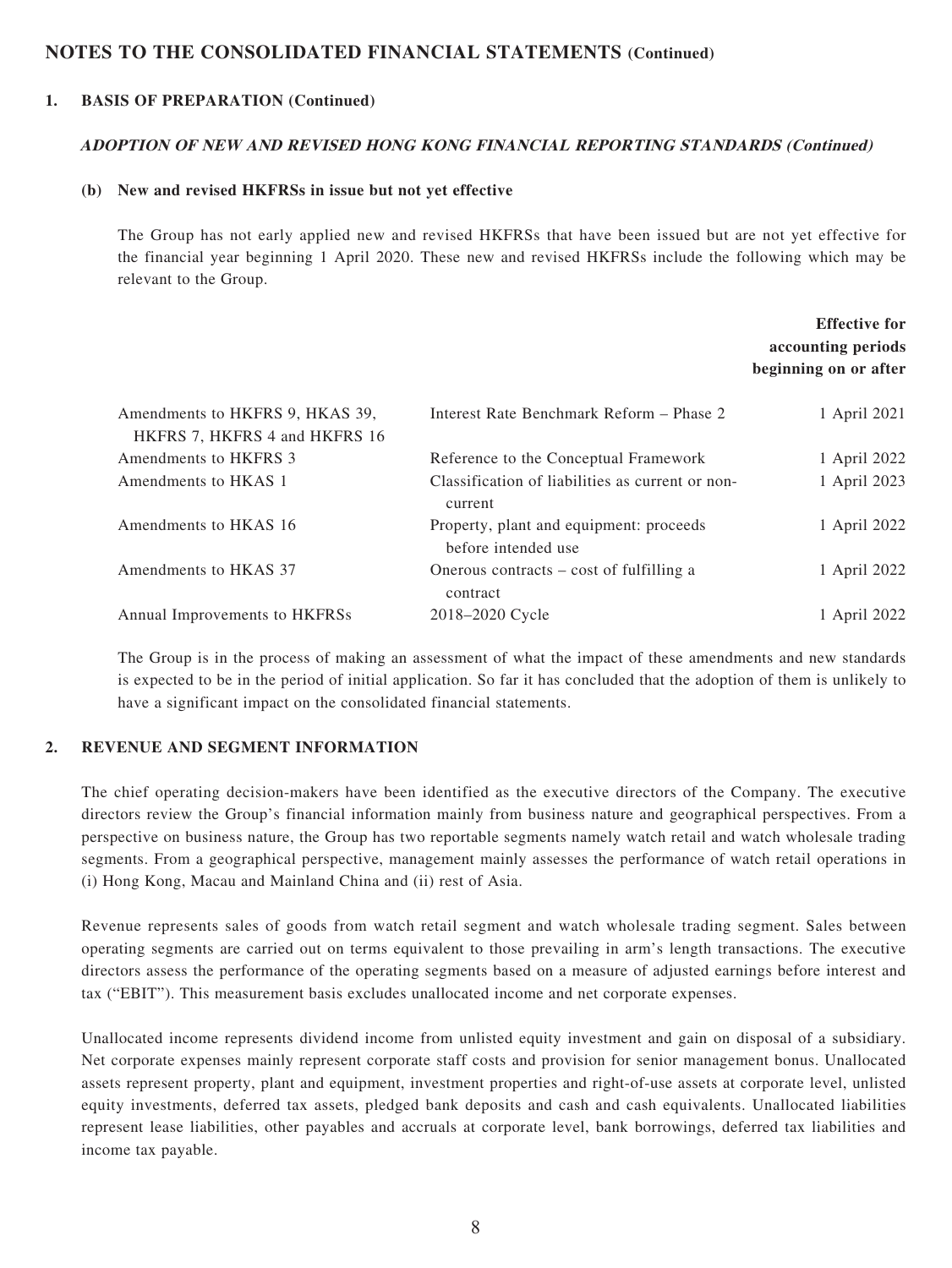## NOTES TO THE CONSOLIDATED FINANCIAL STATEMENTS (Continued)

### 1. BASIS OF PREPARATION (Continued)

#### *ADOPTION OF NEW AND REVISED HONG KONG FINANCIAL REPORTING STANDARDS (Continued)*

**(b) New and revised HKFRSs in issue but not yet effective**

The Group has not early applied new and revised HKFRSs that have been issued but are not yet effective for the financial year beginning 1 April 2020. These new and revised HKFRSs include the following which may be relevant to the Group.

| | | Effective for accounting periods beginning on or after |
|---|---|---|
| Amendments to HKFRS 9, HKAS 39, HKFRS 7, HKFRS 4 and HKFRS 16 | Interest Rate Benchmark Reform – Phase 2 | 1 April 2021 |
| Amendments to HKFRS 3 | Reference to the Conceptual Framework | 1 April 2022 |
| Amendments to HKAS 1 | Classification of liabilities as current or non-current | 1 April 2023 |
| Amendments to HKAS 16 | Property, plant and equipment: proceeds before intended use | 1 April 2022 |
| Amendments to HKAS 37 | Onerous contracts – cost of fulfilling a contract | 1 April 2022 |
| Annual Improvements to HKFRSs | 2018–2020 Cycle | 1 April 2022 |

The Group is in the process of making an assessment of what the impact of these amendments and new standards is expected to be in the period of initial application. So far it has concluded that the adoption of them is unlikely to have a significant impact on the consolidated financial statements.

### 2. REVENUE AND SEGMENT INFORMATION

The chief operating decision-makers have been identified as the executive directors of the Company. The executive directors review the Group's financial information mainly from business nature and geographical perspectives. From a perspective on business nature, the Group has two reportable segments namely watch retail and watch wholesale trading segments. From a geographical perspective, management mainly assesses the performance of watch retail operations in (i) Hong Kong, Macau and Mainland China and (ii) rest of Asia.

Revenue represents sales of goods from watch retail segment and watch wholesale trading segment. Sales between operating segments are carried out on terms equivalent to those prevailing in arm's length transactions. The executive directors assess the performance of the operating segments based on a measure of adjusted earnings before interest and tax ("EBIT"). This measurement basis excludes unallocated income and net corporate expenses.

Unallocated income represents dividend income from unlisted equity investment and gain on disposal of a subsidiary. Net corporate expenses mainly represent corporate staff costs and provision for senior management bonus. Unallocated assets represent property, plant and equipment, investment properties and right-of-use assets at corporate level, unlisted equity investments, deferred tax assets, pledged bank deposits and cash and cash equivalents. Unallocated liabilities represent lease liabilities, other payables and accruals at corporate level, bank borrowings, deferred tax liabilities and income tax payable.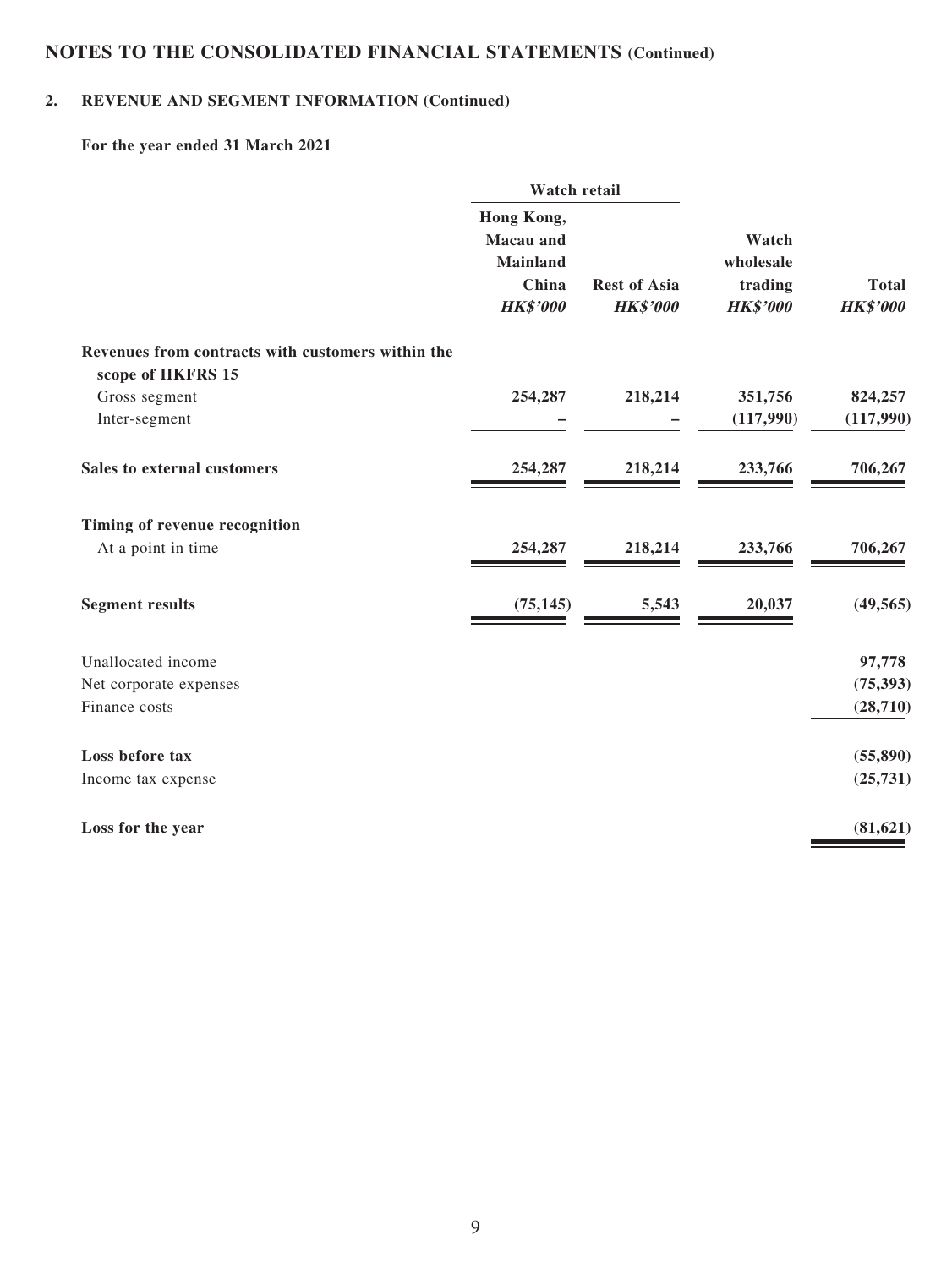## NOTES TO THE CONSOLIDATED FINANCIAL STATEMENTS (Continued)

### 2. REVENUE AND SEGMENT INFORMATION (Continued)

**For the year ended 31 March 2021**

| | Watch retail | | | |
|---|---|---|---|---|
| | **Hong Kong, Macau and Mainland China** *HK$'000* | **Rest of Asia** *HK$'000* | **Watch wholesale trading** *HK$'000* | **Total** *HK$'000* |
| **Revenues from contracts with customers within the scope of HKFRS 15** | | | | |
| Gross segment | 254,287 | 218,214 | 351,756 | 824,257 |
| Inter-segment | – | – | (117,990) | (117,990) |
| **Sales to external customers** | 254,287 | 218,214 | 233,766 | 706,267 |
| **Timing of revenue recognition** | | | | |
| At a point in time | 254,287 | 218,214 | 233,766 | 706,267 |
| **Segment results** | (75,145) | 5,543 | 20,037 | (49,565) |
| Unallocated income | | | | 97,778 |
| Net corporate expenses | | | | (75,393) |
| Finance costs | | | | (28,710) |
| **Loss before tax** | | | | (55,890) |
| Income tax expense | | | | (25,731) |
| **Loss for the year** | | | | (81,621) |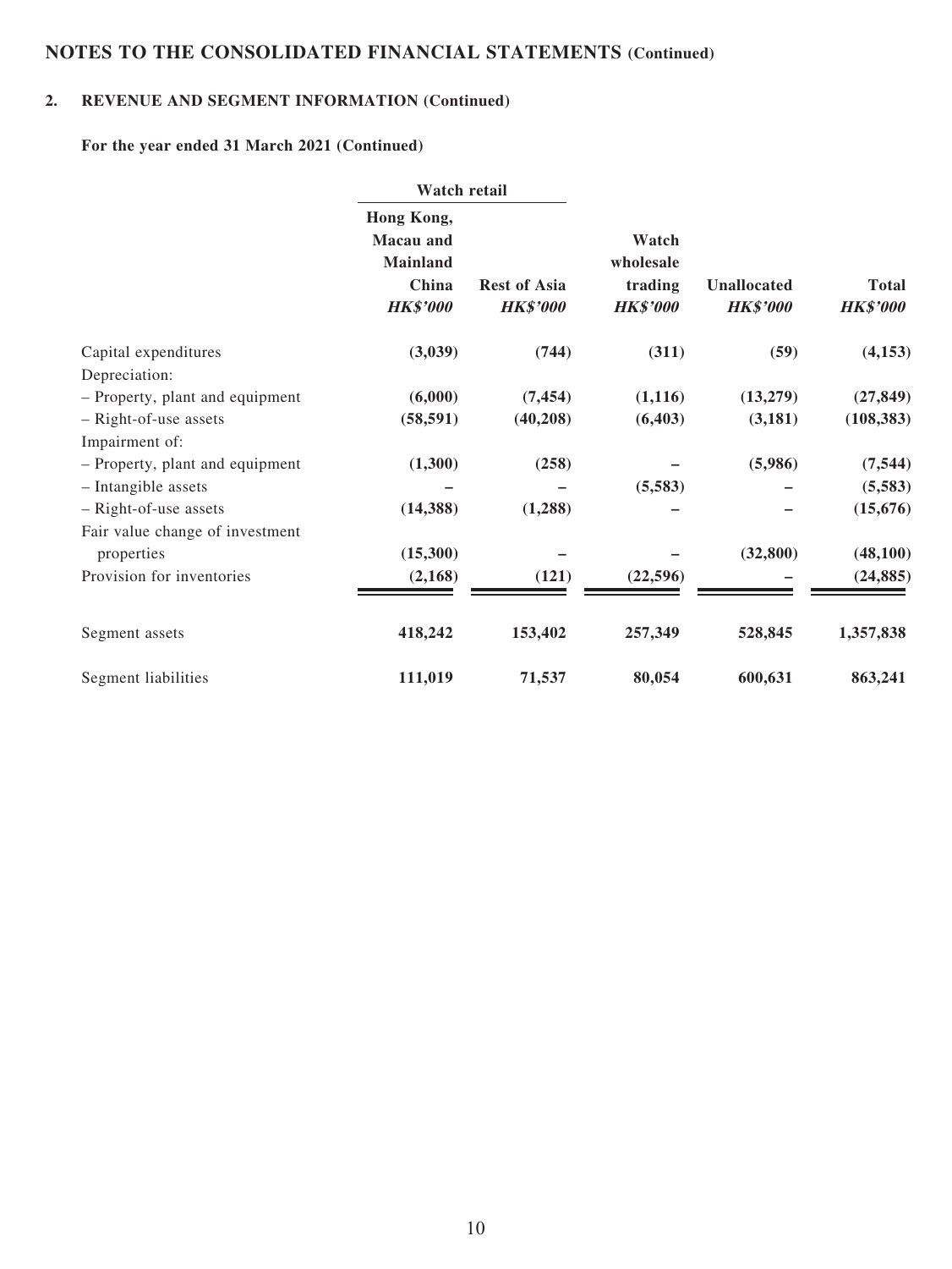## NOTES TO THE CONSOLIDATED FINANCIAL STATEMENTS (Continued)

### 2. REVENUE AND SEGMENT INFORMATION (Continued)

**For the year ended 31 March 2021 (Continued)**

| | Watch retail | | | | |
|---|---|---|---|---|---|
| | Hong Kong, Macau and Mainland China | Rest of Asia | Watch wholesale trading | Unallocated | Total |
| | *HK$'000* | *HK$'000* | *HK$'000* | *HK$'000* | *HK$'000* |
| Capital expenditures | (3,039) | (744) | (311) | (59) | (4,153) |
| Depreciation: | | | | | |
| – Property, plant and equipment | (6,000) | (7,454) | (1,116) | (13,279) | (27,849) |
| – Right-of-use assets | (58,591) | (40,208) | (6,403) | (3,181) | (108,383) |
| Impairment of: | | | | | |
| – Property, plant and equipment | (1,300) | (258) | – | (5,986) | (7,544) |
| – Intangible assets | – | – | (5,583) | – | (5,583) |
| – Right-of-use assets | (14,388) | (1,288) | – | – | (15,676) |
| Fair value change of investment properties | (15,300) | – | – | (32,800) | (48,100) |
| Provision for inventories | (2,168) | (121) | (22,596) | – | (24,885) |
| Segment assets | 418,242 | 153,402 | 257,349 | 528,845 | 1,357,838 |
| Segment liabilities | 111,019 | 71,537 | 80,054 | 600,631 | 863,241 |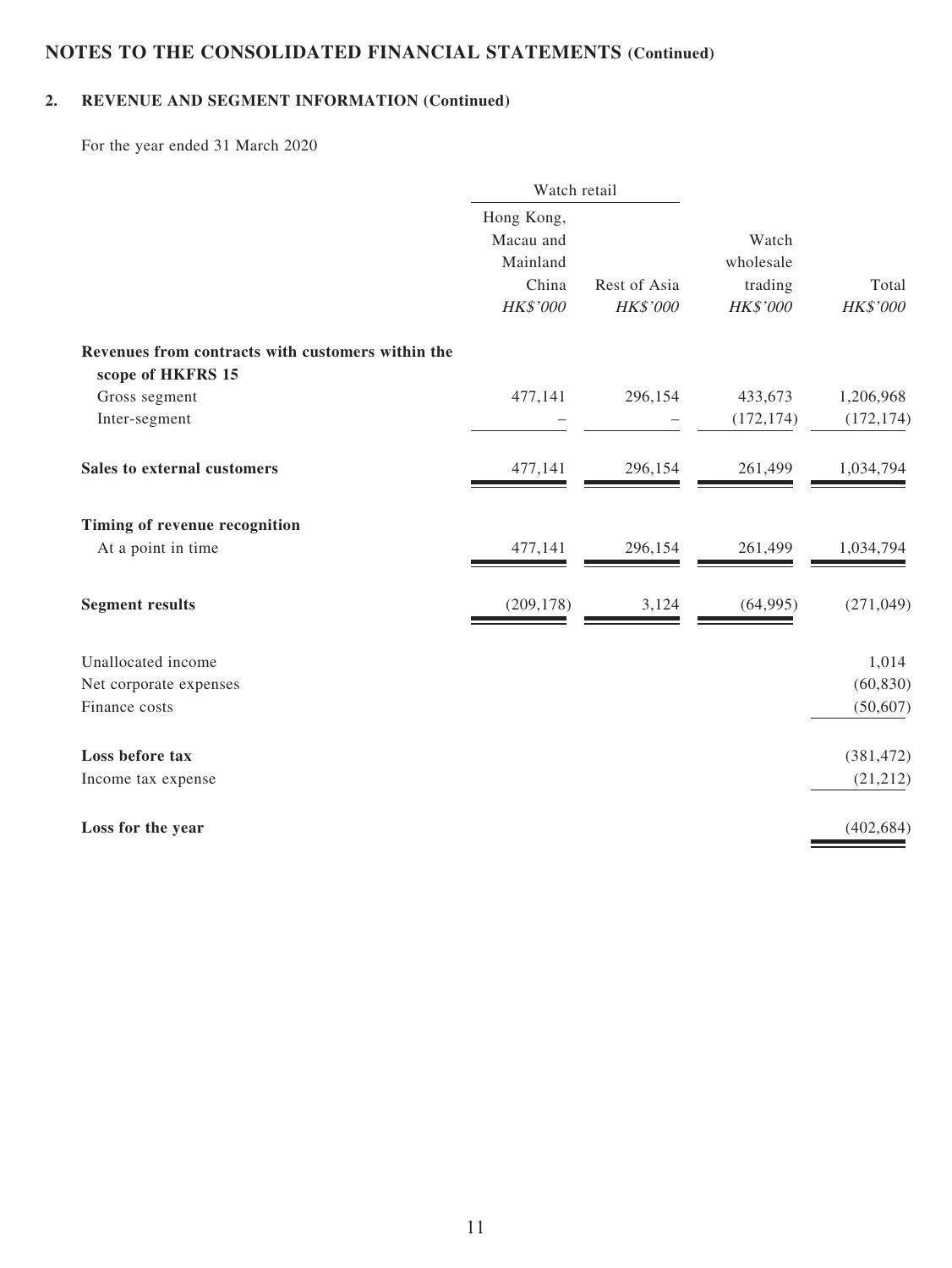## NOTES TO THE CONSOLIDATED FINANCIAL STATEMENTS (Continued)

### 2. REVENUE AND SEGMENT INFORMATION (Continued)

For the year ended 31 March 2020

| | Watch retail | | | |
|---|---|---|---|---|
| | Hong Kong, Macau and Mainland China *HK$'000* | Rest of Asia *HK$'000* | Watch wholesale trading *HK$'000* | Total *HK$'000* |
| **Revenues from contracts with customers within the scope of HKFRS 15** | | | | |
| Gross segment | 477,141 | 296,154 | 433,673 | 1,206,968 |
| Inter-segment | – | – | (172,174) | (172,174) |
| **Sales to external customers** | 477,141 | 296,154 | 261,499 | 1,034,794 |
| **Timing of revenue recognition** | | | | |
| At a point in time | 477,141 | 296,154 | 261,499 | 1,034,794 |
| **Segment results** | (209,178) | 3,124 | (64,995) | (271,049) |
| Unallocated income | | | | 1,014 |
| Net corporate expenses | | | | (60,830) |
| Finance costs | | | | (50,607) |
| **Loss before tax** | | | | (381,472) |
| Income tax expense | | | | (21,212) |
| **Loss for the year** | | | | (402,684) |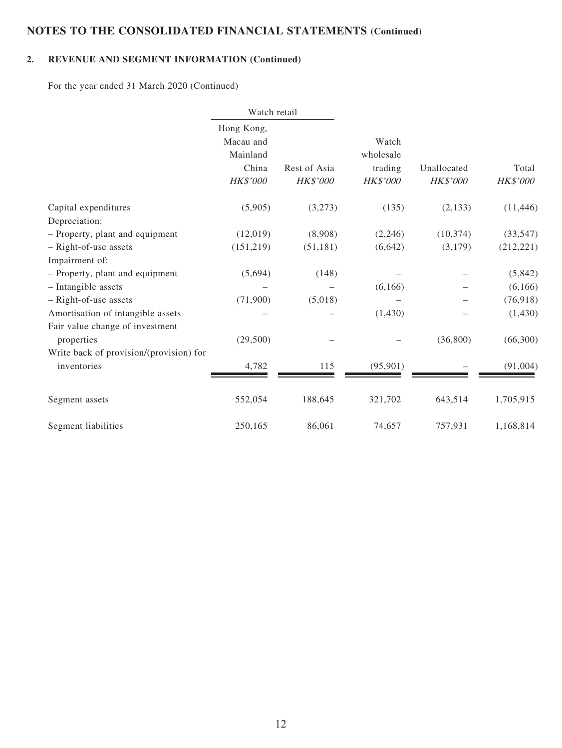## NOTES TO THE CONSOLIDATED FINANCIAL STATEMENTS (Continued)

### 2. REVENUE AND SEGMENT INFORMATION (Continued)

For the year ended 31 March 2020 (Continued)

| | Watch retail | | | | |
|---|---|---|---|---|---|
| | Hong Kong, Macau and Mainland China | Rest of Asia | Watch wholesale trading | Unallocated | Total |
| | *HK$'000* | *HK$'000* | *HK$'000* | *HK$'000* | *HK$'000* |
| Capital expenditures | (5,905) | (3,273) | (135) | (2,133) | (11,446) |
| Depreciation: | | | | | |
| – Property, plant and equipment | (12,019) | (8,908) | (2,246) | (10,374) | (33,547) |
| – Right-of-use assets | (151,219) | (51,181) | (6,642) | (3,179) | (212,221) |
| Impairment of: | | | | | |
| – Property, plant and equipment | (5,694) | (148) | – | – | (5,842) |
| – Intangible assets | – | – | (6,166) | – | (6,166) |
| – Right-of-use assets | (71,900) | (5,018) | – | – | (76,918) |
| Amortisation of intangible assets | – | – | (1,430) | – | (1,430) |
| Fair value change of investment properties | (29,500) | – | – | (36,800) | (66,300) |
| Write back of provision/(provision) for inventories | 4,782 | 115 | (95,901) | – | (91,004) |
| Segment assets | 552,054 | 188,645 | 321,702 | 643,514 | 1,705,915 |
| Segment liabilities | 250,165 | 86,061 | 74,657 | 757,931 | 1,168,814 |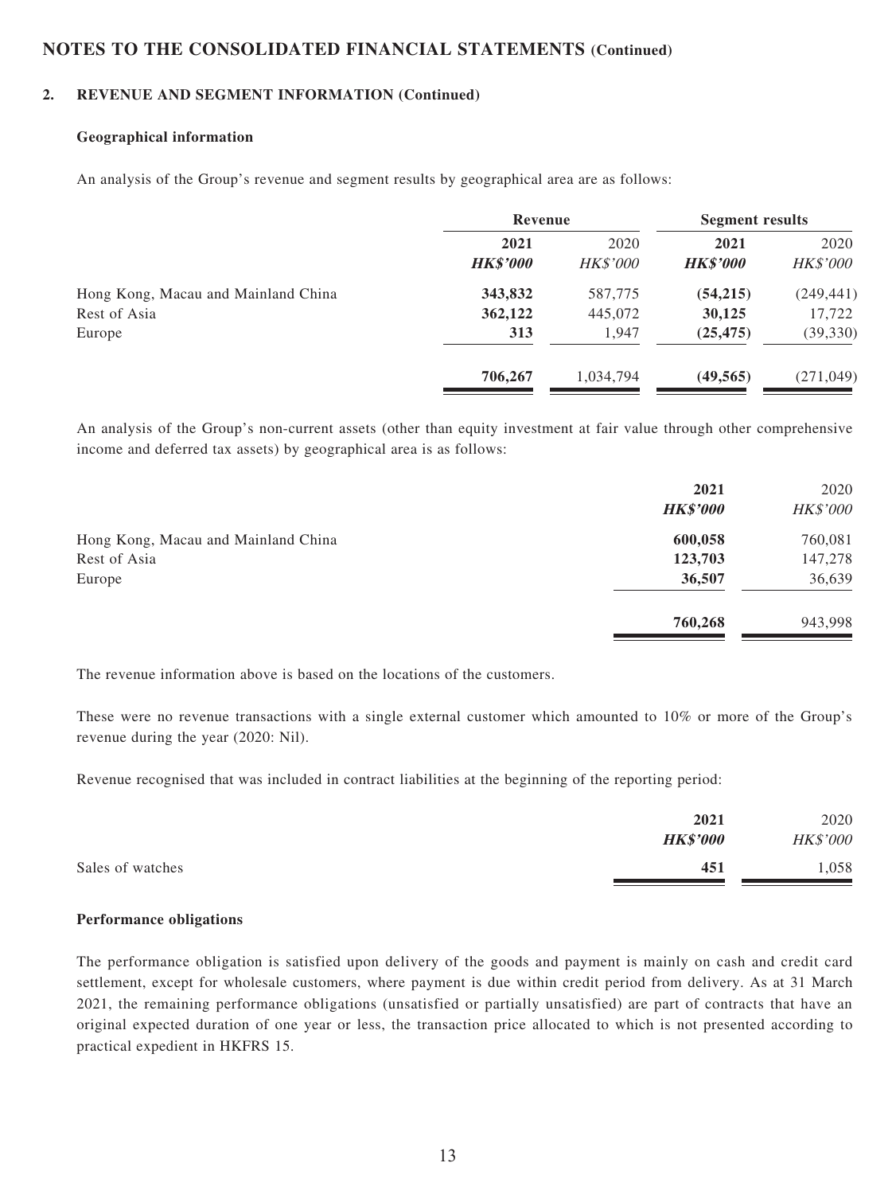## NOTES TO THE CONSOLIDATED FINANCIAL STATEMENTS (Continued)

### 2. REVENUE AND SEGMENT INFORMATION (Continued)

**Geographical information**

An analysis of the Group's revenue and segment results by geographical area are as follows:

| | Revenue | | Segment results | |
|---|---|---|---|---|
| | **2021** | 2020 | **2021** | 2020 |
| | ***HK$'000*** | *HK$'000* | ***HK$'000*** | *HK$'000* |
| Hong Kong, Macau and Mainland China | **343,832** | 587,775 | **(54,215)** | (249,441) |
| Rest of Asia | **362,122** | 445,072 | **30,125** | 17,722 |
| Europe | **313** | 1,947 | **(25,475)** | (39,330) |
| | **706,267** | 1,034,794 | **(49,565)** | (271,049) |

An analysis of the Group's non-current assets (other than equity investment at fair value through other comprehensive income and deferred tax assets) by geographical area is as follows:

| | **2021** | 2020 |
|---|---|---|
| | ***HK$'000*** | *HK$'000* |
| Hong Kong, Macau and Mainland China | **600,058** | 760,081 |
| Rest of Asia | **123,703** | 147,278 |
| Europe | **36,507** | 36,639 |
| | **760,268** | 943,998 |

The revenue information above is based on the locations of the customers.

These were no revenue transactions with a single external customer which amounted to 10% or more of the Group's revenue during the year (2020: Nil).

Revenue recognised that was included in contract liabilities at the beginning of the reporting period:

| | **2021** | 2020 |
|---|---|---|
| | ***HK$'000*** | *HK$'000* |
| Sales of watches | **451** | 1,058 |

**Performance obligations**

The performance obligation is satisfied upon delivery of the goods and payment is mainly on cash and credit card settlement, except for wholesale customers, where payment is due within credit period from delivery. As at 31 March 2021, the remaining performance obligations (unsatisfied or partially unsatisfied) are part of contracts that have an original expected duration of one year or less, the transaction price allocated to which is not presented according to practical expedient in HKFRS 15.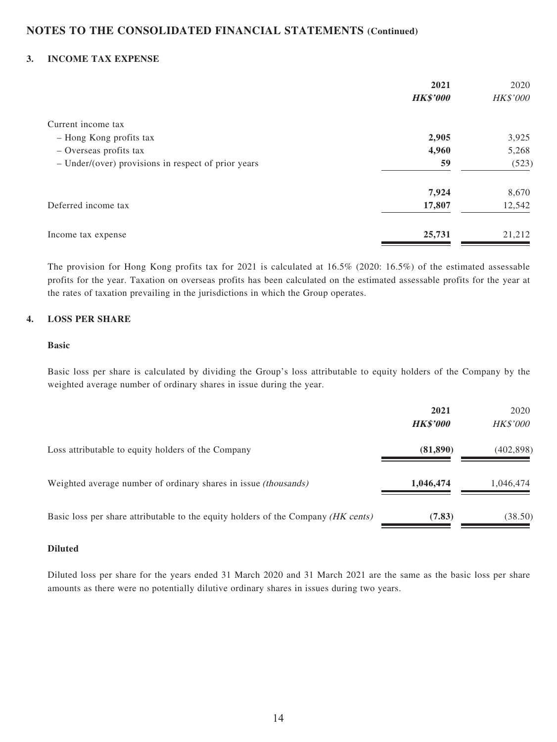## NOTES TO THE CONSOLIDATED FINANCIAL STATEMENTS (Continued)

### 3. INCOME TAX EXPENSE

| | **2021** | 2020 |
|---|---|---|
| | ***HK$'000*** | *HK$'000* |
| Current income tax | | |
| – Hong Kong profits tax | **2,905** | 3,925 |
| – Overseas profits tax | **4,960** | 5,268 |
| – Under/(over) provisions in respect of prior years | **59** | (523) |
| | **7,924** | 8,670 |
| Deferred income tax | **17,807** | 12,542 |
| Income tax expense | **25,731** | 21,212 |

The provision for Hong Kong profits tax for 2021 is calculated at 16.5% (2020: 16.5%) of the estimated assessable profits for the year. Taxation on overseas profits has been calculated on the estimated assessable profits for the year at the rates of taxation prevailing in the jurisdictions in which the Group operates.

### 4. LOSS PER SHARE

**Basic**

Basic loss per share is calculated by dividing the Group's loss attributable to equity holders of the Company by the weighted average number of ordinary shares in issue during the year.

| | **2021** | 2020 |
|---|---|---|
| | ***HK$'000*** | *HK$'000* |
| Loss attributable to equity holders of the Company | **(81,890)** | (402,898) |
| Weighted average number of ordinary shares in issue *(thousands)* | **1,046,474** | 1,046,474 |
| Basic loss per share attributable to the equity holders of the Company *(HK cents)* | **(7.83)** | (38.50) |

**Diluted**

Diluted loss per share for the years ended 31 March 2020 and 31 March 2021 are the same as the basic loss per share amounts as there were no potentially dilutive ordinary shares in issues during two years.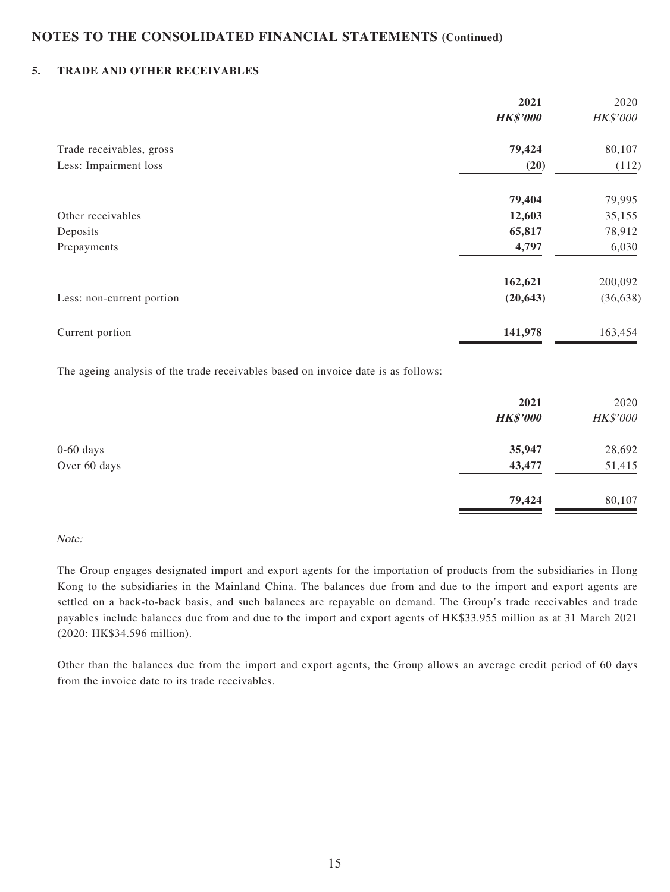## NOTES TO THE CONSOLIDATED FINANCIAL STATEMENTS (Continued)

### 5. TRADE AND OTHER RECEIVABLES

| | **2021** | 2020 |
|---|---|---|
| | ***HK$'000*** | *HK$'000* |
| Trade receivables, gross | **79,424** | 80,107 |
| Less: Impairment loss | **(20)** | (112) |
| | **79,404** | 79,995 |
| Other receivables | **12,603** | 35,155 |
| Deposits | **65,817** | 78,912 |
| Prepayments | **4,797** | 6,030 |
| | **162,621** | 200,092 |
| Less: non-current portion | **(20,643)** | (36,638) |
| Current portion | **141,978** | 163,454 |

The ageing analysis of the trade receivables based on invoice date is as follows:

| | **2021** | 2020 |
|---|---|---|
| | ***HK$'000*** | *HK$'000* |
| 0-60 days | **35,947** | 28,692 |
| Over 60 days | **43,477** | 51,415 |
| | **79,424** | 80,107 |

*Note:*

The Group engages designated import and export agents for the importation of products from the subsidiaries in Hong Kong to the subsidiaries in the Mainland China. The balances due from and due to the import and export agents are settled on a back-to-back basis, and such balances are repayable on demand. The Group's trade receivables and trade payables include balances due from and due to the import and export agents of HK$33.955 million as at 31 March 2021 (2020: HK$34.596 million).

Other than the balances due from the import and export agents, the Group allows an average credit period of 60 days from the invoice date to its trade receivables.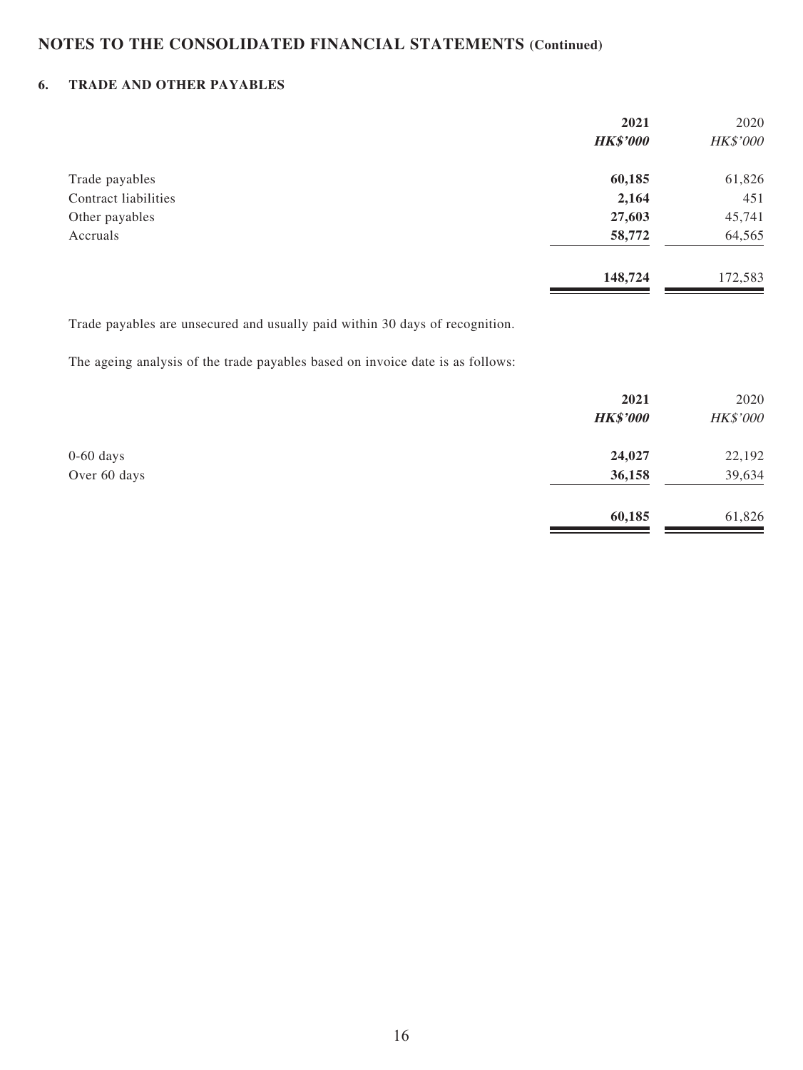# NOTES TO THE CONSOLIDATED FINANCIAL STATEMENTS (Continued)

## 6. TRADE AND OTHER PAYABLES

| | **2021** | 2020 |
|---|---|---|
| | ***HK$'000*** | *HK$'000* |
| Trade payables | **60,185** | 61,826 |
| Contract liabilities | **2,164** | 451 |
| Other payables | **27,603** | 45,741 |
| Accruals | **58,772** | 64,565 |
| | **148,724** | 172,583 |

Trade payables are unsecured and usually paid within 30 days of recognition.

The ageing analysis of the trade payables based on invoice date is as follows:

| | **2021** | 2020 |
|---|---|---|
| | ***HK$'000*** | *HK$'000* |
| 0-60 days | **24,027** | 22,192 |
| Over 60 days | **36,158** | 39,634 |
| | **60,185** | 61,826 |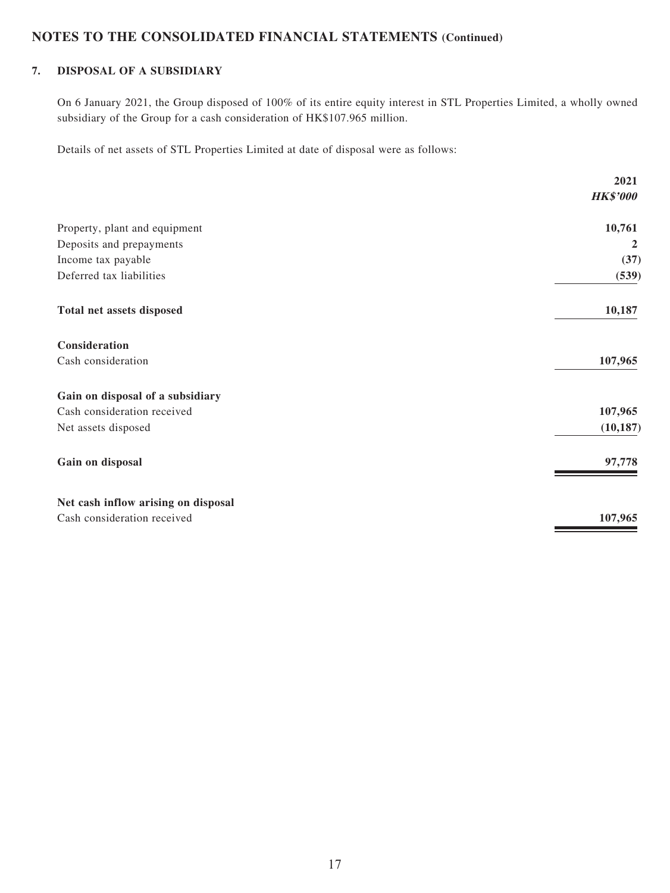## NOTES TO THE CONSOLIDATED FINANCIAL STATEMENTS (Continued)

### 7. DISPOSAL OF A SUBSIDIARY

On 6 January 2021, the Group disposed of 100% of its entire equity interest in STL Properties Limited, a wholly owned subsidiary of the Group for a cash consideration of HK$107.965 million.

Details of net assets of STL Properties Limited at date of disposal were as follows:

| | 2021 |
|---|---|
| | ***HK$'000*** |
| Property, plant and equipment | **10,761** |
| Deposits and prepayments | **2** |
| Income tax payable | **(37)** |
| Deferred tax liabilities | **(539)** |
| **Total net assets disposed** | **10,187** |
| **Consideration** | |
| Cash consideration | **107,965** |
| **Gain on disposal of a subsidiary** | |
| Cash consideration received | **107,965** |
| Net assets disposed | **(10,187)** |
| **Gain on disposal** | **97,778** |
| **Net cash inflow arising on disposal** | |
| Cash consideration received | **107,965** |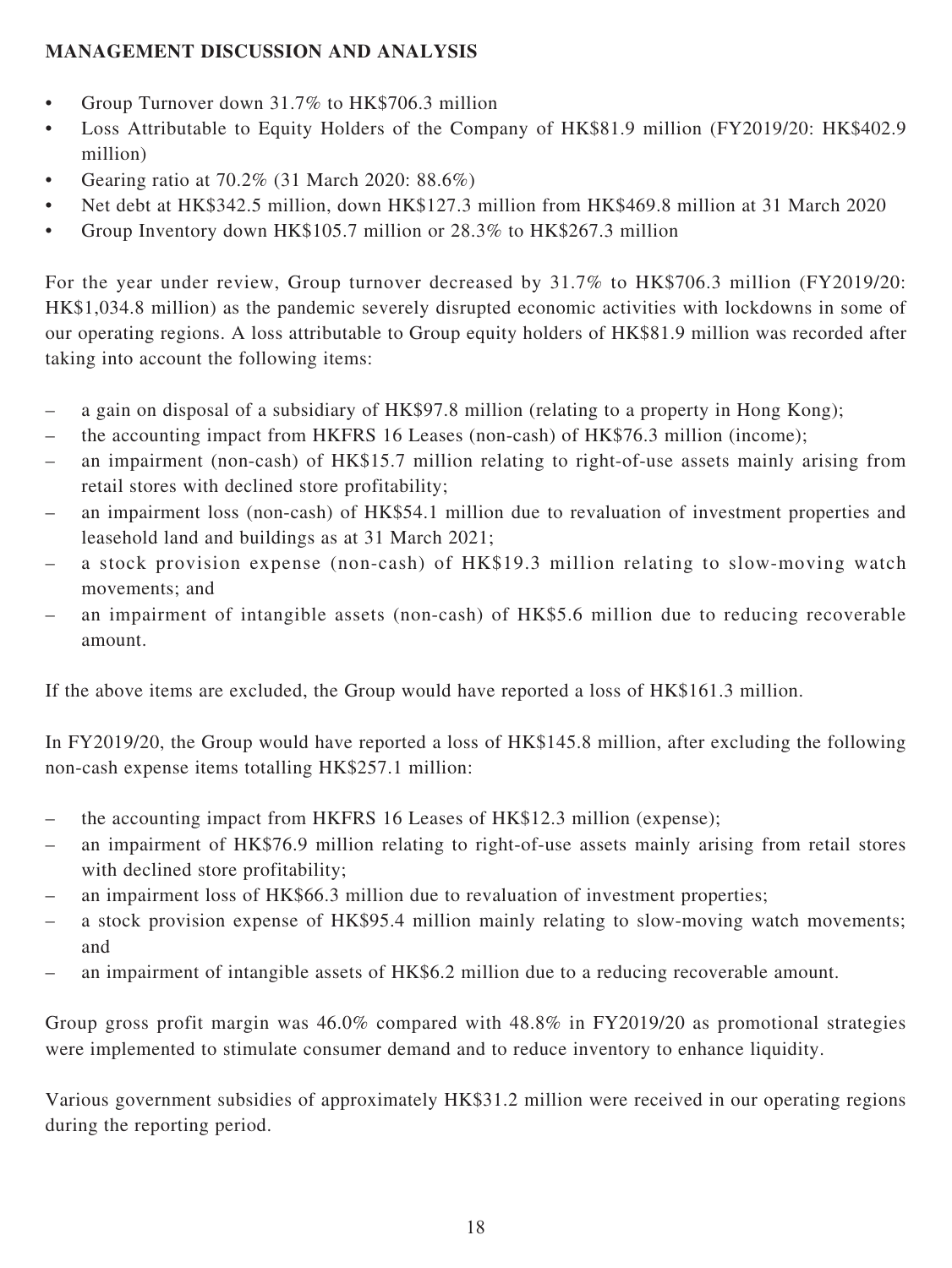## MANAGEMENT DISCUSSION AND ANALYSIS

- Group Turnover down 31.7% to HK$706.3 million
- Loss Attributable to Equity Holders of the Company of HK$81.9 million (FY2019/20: HK$402.9 million)
- Gearing ratio at 70.2% (31 March 2020: 88.6%)
- Net debt at HK$342.5 million, down HK$127.3 million from HK$469.8 million at 31 March 2020
- Group Inventory down HK$105.7 million or 28.3% to HK$267.3 million

For the year under review, Group turnover decreased by 31.7% to HK$706.3 million (FY2019/20: HK$1,034.8 million) as the pandemic severely disrupted economic activities with lockdowns in some of our operating regions. A loss attributable to Group equity holders of HK$81.9 million was recorded after taking into account the following items:

- a gain on disposal of a subsidiary of HK$97.8 million (relating to a property in Hong Kong);
- the accounting impact from HKFRS 16 Leases (non-cash) of HK$76.3 million (income);
- an impairment (non-cash) of HK$15.7 million relating to right-of-use assets mainly arising from retail stores with declined store profitability;
- an impairment loss (non-cash) of HK$54.1 million due to revaluation of investment properties and leasehold land and buildings as at 31 March 2021;
- a stock provision expense (non-cash) of HK$19.3 million relating to slow-moving watch movements; and
- an impairment of intangible assets (non-cash) of HK$5.6 million due to reducing recoverable amount.

If the above items are excluded, the Group would have reported a loss of HK$161.3 million.

In FY2019/20, the Group would have reported a loss of HK$145.8 million, after excluding the following non-cash expense items totalling HK$257.1 million:

- the accounting impact from HKFRS 16 Leases of HK$12.3 million (expense);
- an impairment of HK$76.9 million relating to right-of-use assets mainly arising from retail stores with declined store profitability;
- an impairment loss of HK$66.3 million due to revaluation of investment properties;
- a stock provision expense of HK$95.4 million mainly relating to slow-moving watch movements; and
- an impairment of intangible assets of HK$6.2 million due to a reducing recoverable amount.

Group gross profit margin was 46.0% compared with 48.8% in FY2019/20 as promotional strategies were implemented to stimulate consumer demand and to reduce inventory to enhance liquidity.

Various government subsidies of approximately HK$31.2 million were received in our operating regions during the reporting period.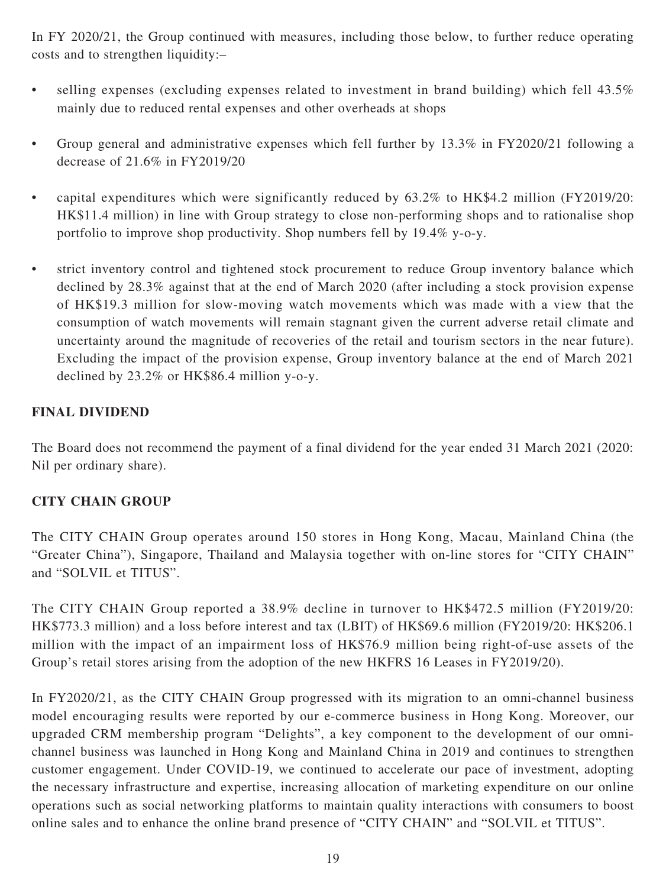In FY 2020/21, the Group continued with measures, including those below, to further reduce operating costs and to strengthen liquidity:–

- selling expenses (excluding expenses related to investment in brand building) which fell 43.5% mainly due to reduced rental expenses and other overheads at shops
- Group general and administrative expenses which fell further by 13.3% in FY2020/21 following a decrease of 21.6% in FY2019/20
- capital expenditures which were significantly reduced by 63.2% to HK$4.2 million (FY2019/20: HK$11.4 million) in line with Group strategy to close non-performing shops and to rationalise shop portfolio to improve shop productivity. Shop numbers fell by 19.4% y-o-y.
- strict inventory control and tightened stock procurement to reduce Group inventory balance which declined by 28.3% against that at the end of March 2020 (after including a stock provision expense of HK$19.3 million for slow-moving watch movements which was made with a view that the consumption of watch movements will remain stagnant given the current adverse retail climate and uncertainty around the magnitude of recoveries of the retail and tourism sectors in the near future). Excluding the impact of the provision expense, Group inventory balance at the end of March 2021 declined by 23.2% or HK$86.4 million y-o-y.

## FINAL DIVIDEND

The Board does not recommend the payment of a final dividend for the year ended 31 March 2021 (2020: Nil per ordinary share).

## CITY CHAIN GROUP

The CITY CHAIN Group operates around 150 stores in Hong Kong, Macau, Mainland China (the "Greater China"), Singapore, Thailand and Malaysia together with on-line stores for "CITY CHAIN" and "SOLVIL et TITUS".

The CITY CHAIN Group reported a 38.9% decline in turnover to HK$472.5 million (FY2019/20: HK$773.3 million) and a loss before interest and tax (LBIT) of HK$69.6 million (FY2019/20: HK$206.1 million with the impact of an impairment loss of HK$76.9 million being right-of-use assets of the Group's retail stores arising from the adoption of the new HKFRS 16 Leases in FY2019/20).

In FY2020/21, as the CITY CHAIN Group progressed with its migration to an omni-channel business model encouraging results were reported by our e-commerce business in Hong Kong. Moreover, our upgraded CRM membership program "Delights", a key component to the development of our omni-channel business was launched in Hong Kong and Mainland China in 2019 and continues to strengthen customer engagement. Under COVID-19, we continued to accelerate our pace of investment, adopting the necessary infrastructure and expertise, increasing allocation of marketing expenditure on our online operations such as social networking platforms to maintain quality interactions with consumers to boost online sales and to enhance the online brand presence of "CITY CHAIN" and "SOLVIL et TITUS".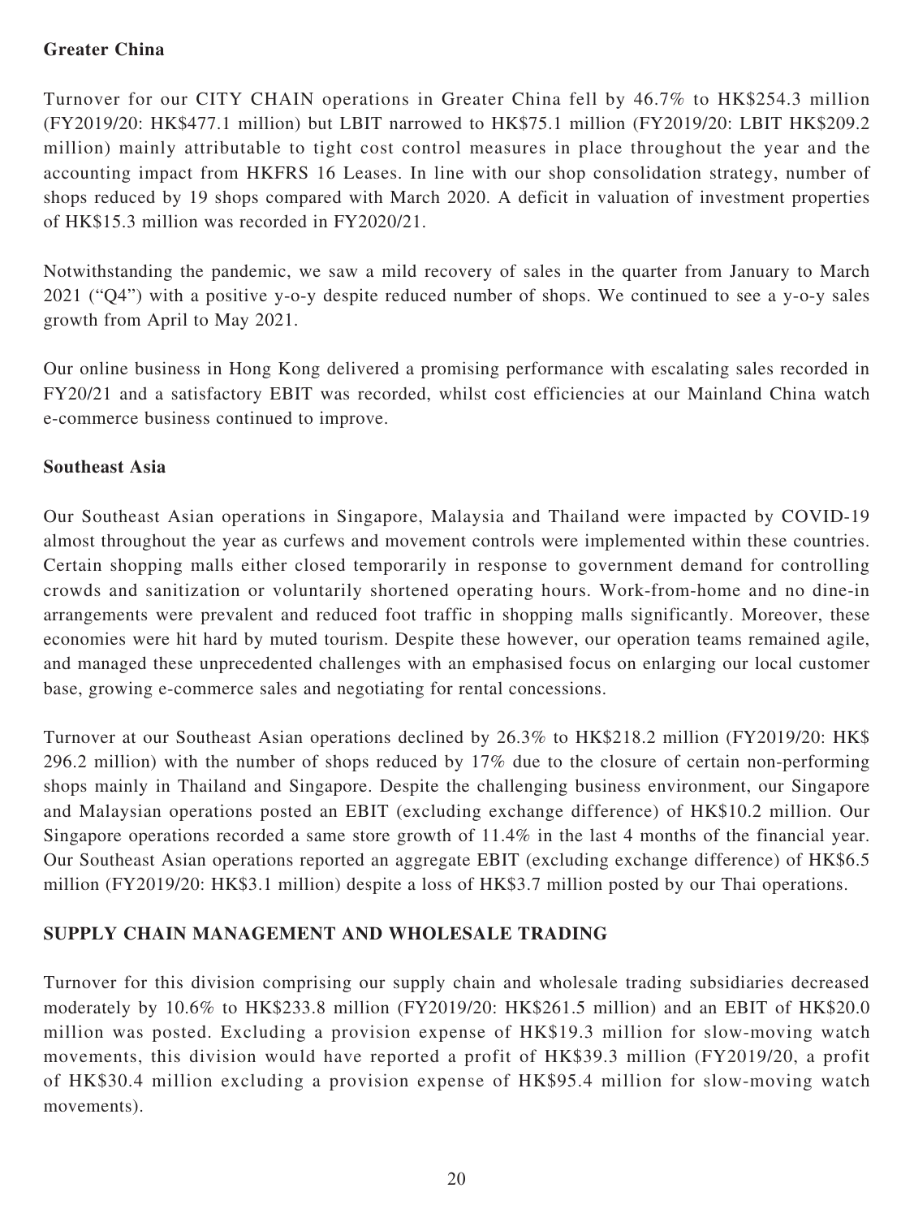**Greater China**

Turnover for our CITY CHAIN operations in Greater China fell by 46.7% to HK$254.3 million (FY2019/20: HK$477.1 million) but LBIT narrowed to HK$75.1 million (FY2019/20: LBIT HK$209.2 million) mainly attributable to tight cost control measures in place throughout the year and the accounting impact from HKFRS 16 Leases. In line with our shop consolidation strategy, number of shops reduced by 19 shops compared with March 2020. A deficit in valuation of investment properties of HK$15.3 million was recorded in FY2020/21.

Notwithstanding the pandemic, we saw a mild recovery of sales in the quarter from January to March 2021 ("Q4") with a positive y-o-y despite reduced number of shops. We continued to see a y-o-y sales growth from April to May 2021.

Our online business in Hong Kong delivered a promising performance with escalating sales recorded in FY20/21 and a satisfactory EBIT was recorded, whilst cost efficiencies at our Mainland China watch e-commerce business continued to improve.

**Southeast Asia**

Our Southeast Asian operations in Singapore, Malaysia and Thailand were impacted by COVID-19 almost throughout the year as curfews and movement controls were implemented within these countries. Certain shopping malls either closed temporarily in response to government demand for controlling crowds and sanitization or voluntarily shortened operating hours. Work-from-home and no dine-in arrangements were prevalent and reduced foot traffic in shopping malls significantly. Moreover, these economies were hit hard by muted tourism. Despite these however, our operation teams remained agile, and managed these unprecedented challenges with an emphasised focus on enlarging our local customer base, growing e-commerce sales and negotiating for rental concessions.

Turnover at our Southeast Asian operations declined by 26.3% to HK$218.2 million (FY2019/20: HK$ 296.2 million) with the number of shops reduced by 17% due to the closure of certain non-performing shops mainly in Thailand and Singapore. Despite the challenging business environment, our Singapore and Malaysian operations posted an EBIT (excluding exchange difference) of HK$10.2 million. Our Singapore operations recorded a same store growth of 11.4% in the last 4 months of the financial year. Our Southeast Asian operations reported an aggregate EBIT (excluding exchange difference) of HK$6.5 million (FY2019/20: HK$3.1 million) despite a loss of HK$3.7 million posted by our Thai operations.

**SUPPLY CHAIN MANAGEMENT AND WHOLESALE TRADING**

Turnover for this division comprising our supply chain and wholesale trading subsidiaries decreased moderately by 10.6% to HK$233.8 million (FY2019/20: HK$261.5 million) and an EBIT of HK$20.0 million was posted. Excluding a provision expense of HK$19.3 million for slow-moving watch movements, this division would have reported a profit of HK$39.3 million (FY2019/20, a profit of HK$30.4 million excluding a provision expense of HK$95.4 million for slow-moving watch movements).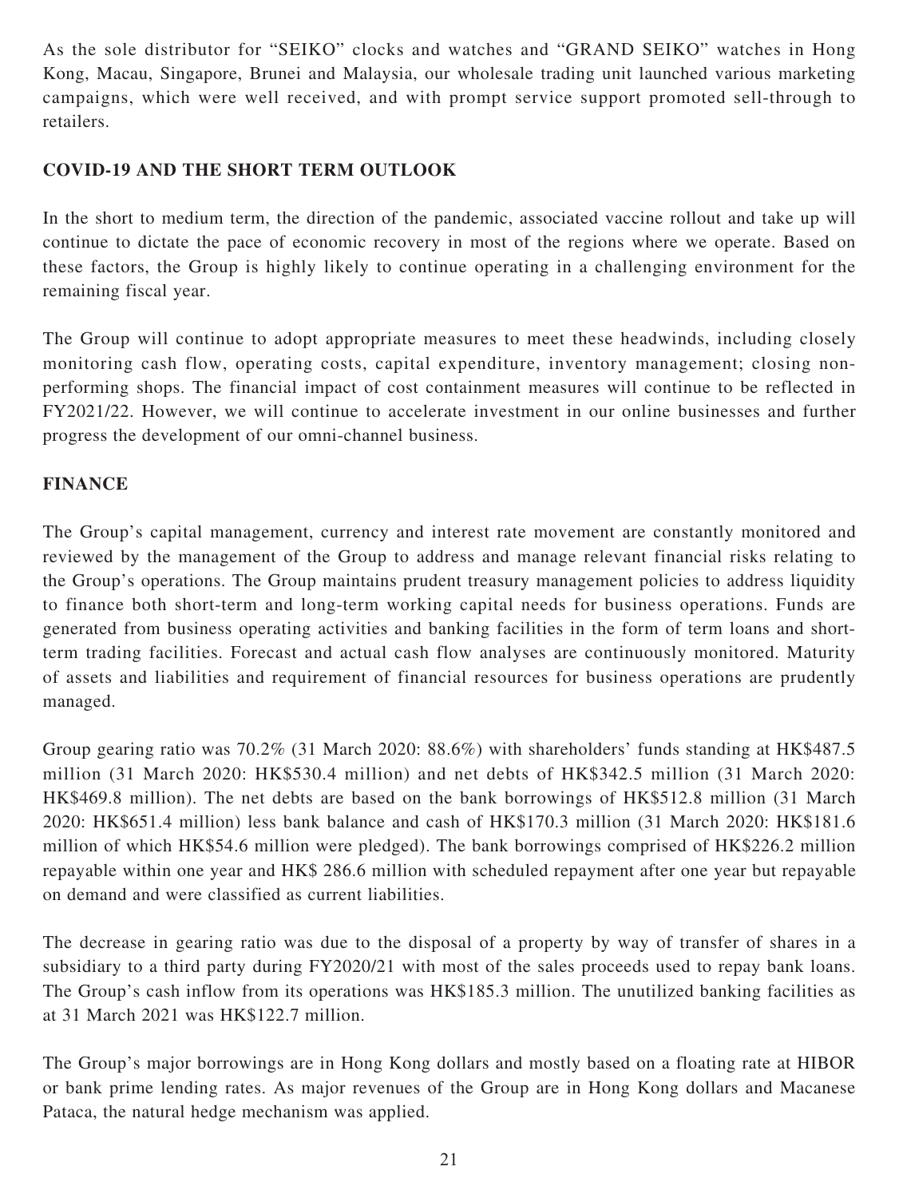As the sole distributor for "SEIKO" clocks and watches and "GRAND SEIKO" watches in Hong Kong, Macau, Singapore, Brunei and Malaysia, our wholesale trading unit launched various marketing campaigns, which were well received, and with prompt service support promoted sell-through to retailers.

## COVID-19 AND THE SHORT TERM OUTLOOK

In the short to medium term, the direction of the pandemic, associated vaccine rollout and take up will continue to dictate the pace of economic recovery in most of the regions where we operate. Based on these factors, the Group is highly likely to continue operating in a challenging environment for the remaining fiscal year.

The Group will continue to adopt appropriate measures to meet these headwinds, including closely monitoring cash flow, operating costs, capital expenditure, inventory management; closing non-performing shops. The financial impact of cost containment measures will continue to be reflected in FY2021/22. However, we will continue to accelerate investment in our online businesses and further progress the development of our omni-channel business.

## FINANCE

The Group's capital management, currency and interest rate movement are constantly monitored and reviewed by the management of the Group to address and manage relevant financial risks relating to the Group's operations. The Group maintains prudent treasury management policies to address liquidity to finance both short-term and long-term working capital needs for business operations. Funds are generated from business operating activities and banking facilities in the form of term loans and short-term trading facilities. Forecast and actual cash flow analyses are continuously monitored. Maturity of assets and liabilities and requirement of financial resources for business operations are prudently managed.

Group gearing ratio was 70.2% (31 March 2020: 88.6%) with shareholders' funds standing at HK$487.5 million (31 March 2020: HK$530.4 million) and net debts of HK$342.5 million (31 March 2020: HK$469.8 million). The net debts are based on the bank borrowings of HK$512.8 million (31 March 2020: HK$651.4 million) less bank balance and cash of HK$170.3 million (31 March 2020: HK$181.6 million of which HK$54.6 million were pledged). The bank borrowings comprised of HK$226.2 million repayable within one year and HK$ 286.6 million with scheduled repayment after one year but repayable on demand and were classified as current liabilities.

The decrease in gearing ratio was due to the disposal of a property by way of transfer of shares in a subsidiary to a third party during FY2020/21 with most of the sales proceeds used to repay bank loans. The Group's cash inflow from its operations was HK$185.3 million. The unutilized banking facilities as at 31 March 2021 was HK$122.7 million.

The Group's major borrowings are in Hong Kong dollars and mostly based on a floating rate at HIBOR or bank prime lending rates. As major revenues of the Group are in Hong Kong dollars and Macanese Pataca, the natural hedge mechanism was applied.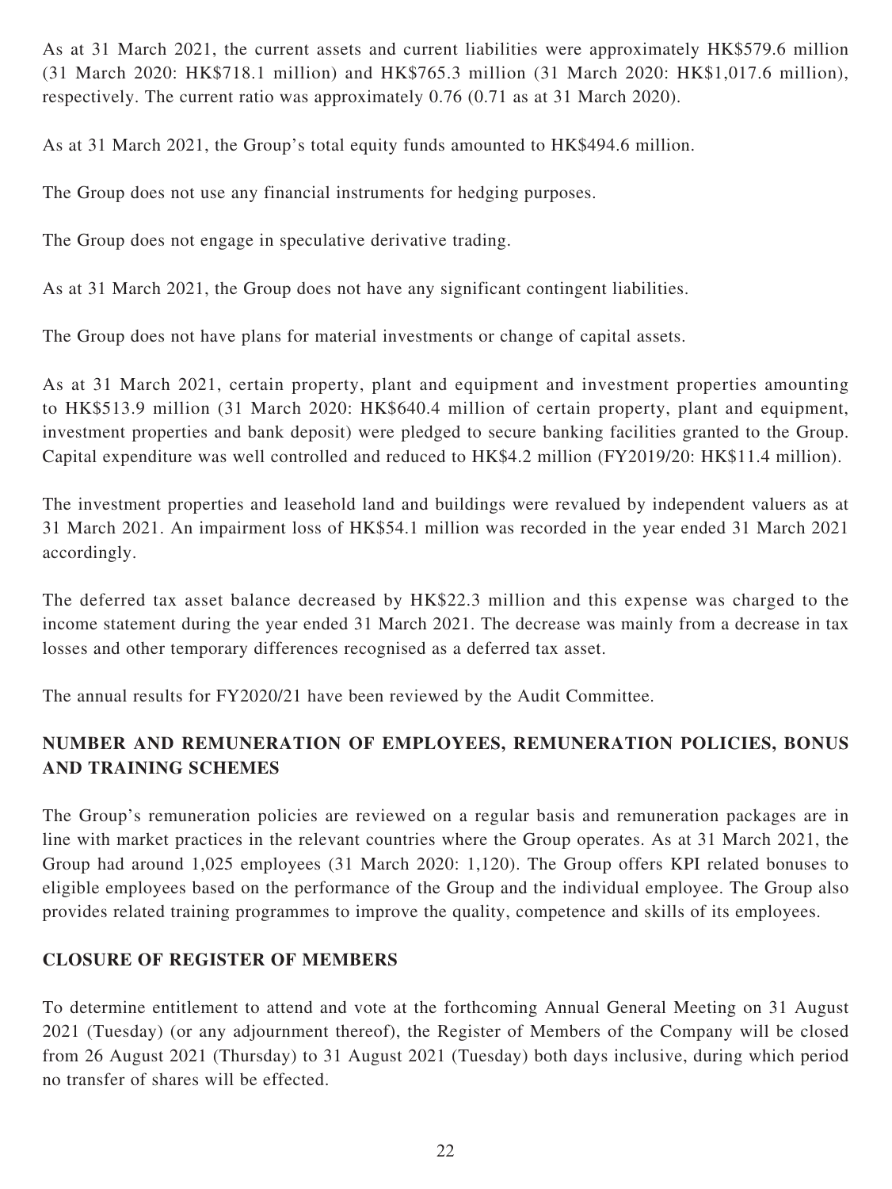As at 31 March 2021, the current assets and current liabilities were approximately HK$579.6 million (31 March 2020: HK$718.1 million) and HK$765.3 million (31 March 2020: HK$1,017.6 million), respectively. The current ratio was approximately 0.76 (0.71 as at 31 March 2020).

As at 31 March 2021, the Group's total equity funds amounted to HK$494.6 million.

The Group does not use any financial instruments for hedging purposes.

The Group does not engage in speculative derivative trading.

As at 31 March 2021, the Group does not have any significant contingent liabilities.

The Group does not have plans for material investments or change of capital assets.

As at 31 March 2021, certain property, plant and equipment and investment properties amounting to HK$513.9 million (31 March 2020: HK$640.4 million of certain property, plant and equipment, investment properties and bank deposit) were pledged to secure banking facilities granted to the Group. Capital expenditure was well controlled and reduced to HK$4.2 million (FY2019/20: HK$11.4 million).

The investment properties and leasehold land and buildings were revalued by independent valuers as at 31 March 2021. An impairment loss of HK$54.1 million was recorded in the year ended 31 March 2021 accordingly.

The deferred tax asset balance decreased by HK$22.3 million and this expense was charged to the income statement during the year ended 31 March 2021. The decrease was mainly from a decrease in tax losses and other temporary differences recognised as a deferred tax asset.

The annual results for FY2020/21 have been reviewed by the Audit Committee.

## NUMBER AND REMUNERATION OF EMPLOYEES, REMUNERATION POLICIES, BONUS AND TRAINING SCHEMES

The Group's remuneration policies are reviewed on a regular basis and remuneration packages are in line with market practices in the relevant countries where the Group operates. As at 31 March 2021, the Group had around 1,025 employees (31 March 2020: 1,120). The Group offers KPI related bonuses to eligible employees based on the performance of the Group and the individual employee. The Group also provides related training programmes to improve the quality, competence and skills of its employees.

## CLOSURE OF REGISTER OF MEMBERS

To determine entitlement to attend and vote at the forthcoming Annual General Meeting on 31 August 2021 (Tuesday) (or any adjournment thereof), the Register of Members of the Company will be closed from 26 August 2021 (Thursday) to 31 August 2021 (Tuesday) both days inclusive, during which period no transfer of shares will be effected.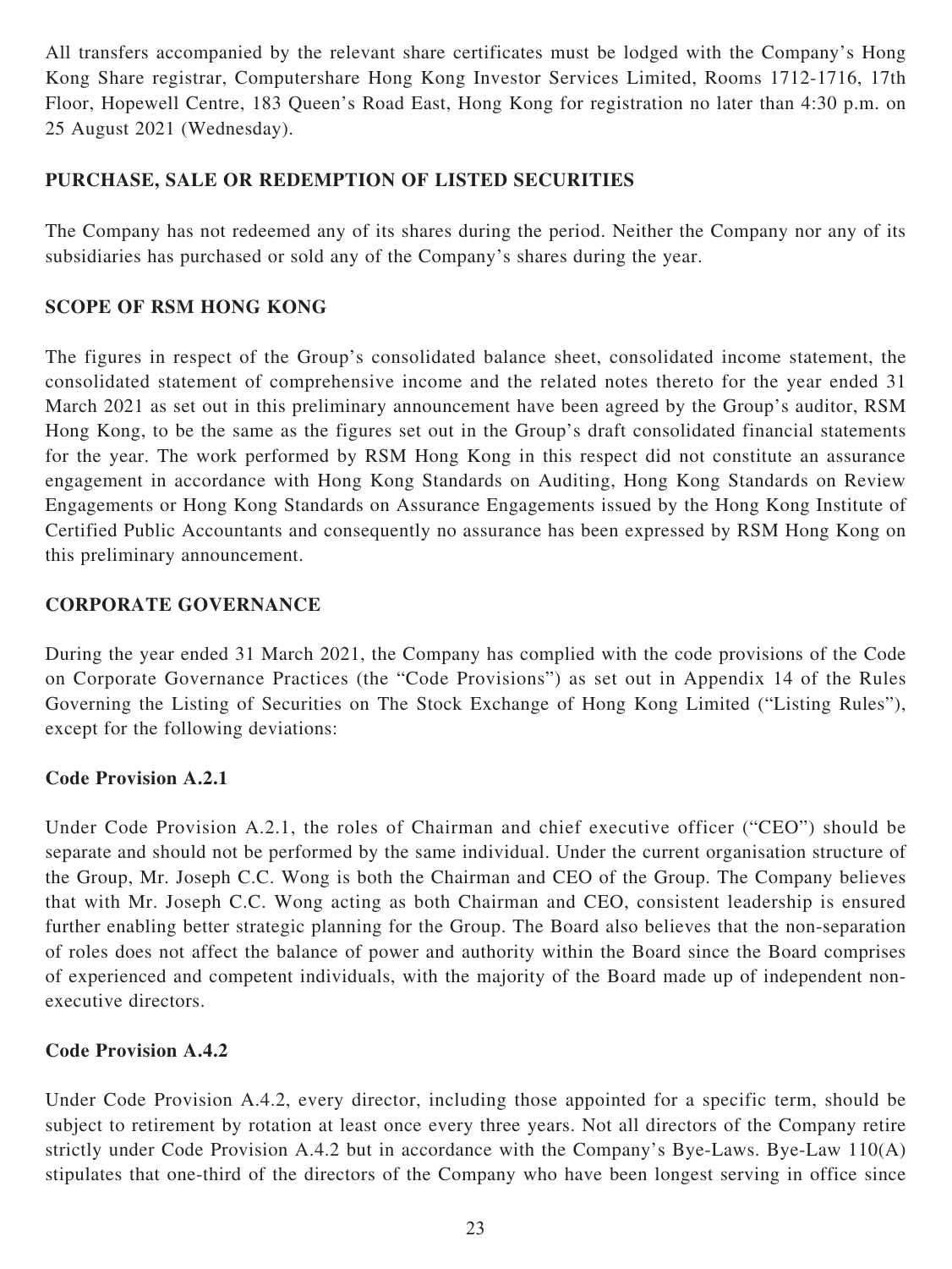All transfers accompanied by the relevant share certificates must be lodged with the Company's Hong Kong Share registrar, Computershare Hong Kong Investor Services Limited, Rooms 1712-1716, 17th Floor, Hopewell Centre, 183 Queen's Road East, Hong Kong for registration no later than 4:30 p.m. on 25 August 2021 (Wednesday).

## PURCHASE, SALE OR REDEMPTION OF LISTED SECURITIES

The Company has not redeemed any of its shares during the period. Neither the Company nor any of its subsidiaries has purchased or sold any of the Company's shares during the year.

## SCOPE OF RSM HONG KONG

The figures in respect of the Group's consolidated balance sheet, consolidated income statement, the consolidated statement of comprehensive income and the related notes thereto for the year ended 31 March 2021 as set out in this preliminary announcement have been agreed by the Group's auditor, RSM Hong Kong, to be the same as the figures set out in the Group's draft consolidated financial statements for the year. The work performed by RSM Hong Kong in this respect did not constitute an assurance engagement in accordance with Hong Kong Standards on Auditing, Hong Kong Standards on Review Engagements or Hong Kong Standards on Assurance Engagements issued by the Hong Kong Institute of Certified Public Accountants and consequently no assurance has been expressed by RSM Hong Kong on this preliminary announcement.

## CORPORATE GOVERNANCE

During the year ended 31 March 2021, the Company has complied with the code provisions of the Code on Corporate Governance Practices (the "Code Provisions") as set out in Appendix 14 of the Rules Governing the Listing of Securities on The Stock Exchange of Hong Kong Limited ("Listing Rules"), except for the following deviations:

### Code Provision A.2.1

Under Code Provision A.2.1, the roles of Chairman and chief executive officer ("CEO") should be separate and should not be performed by the same individual. Under the current organisation structure of the Group, Mr. Joseph C.C. Wong is both the Chairman and CEO of the Group. The Company believes that with Mr. Joseph C.C. Wong acting as both Chairman and CEO, consistent leadership is ensured further enabling better strategic planning for the Group. The Board also believes that the non-separation of roles does not affect the balance of power and authority within the Board since the Board comprises of experienced and competent individuals, with the majority of the Board made up of independent non-executive directors.

### Code Provision A.4.2

Under Code Provision A.4.2, every director, including those appointed for a specific term, should be subject to retirement by rotation at least once every three years. Not all directors of the Company retire strictly under Code Provision A.4.2 but in accordance with the Company's Bye-Laws. Bye-Law 110(A) stipulates that one-third of the directors of the Company who have been longest serving in office since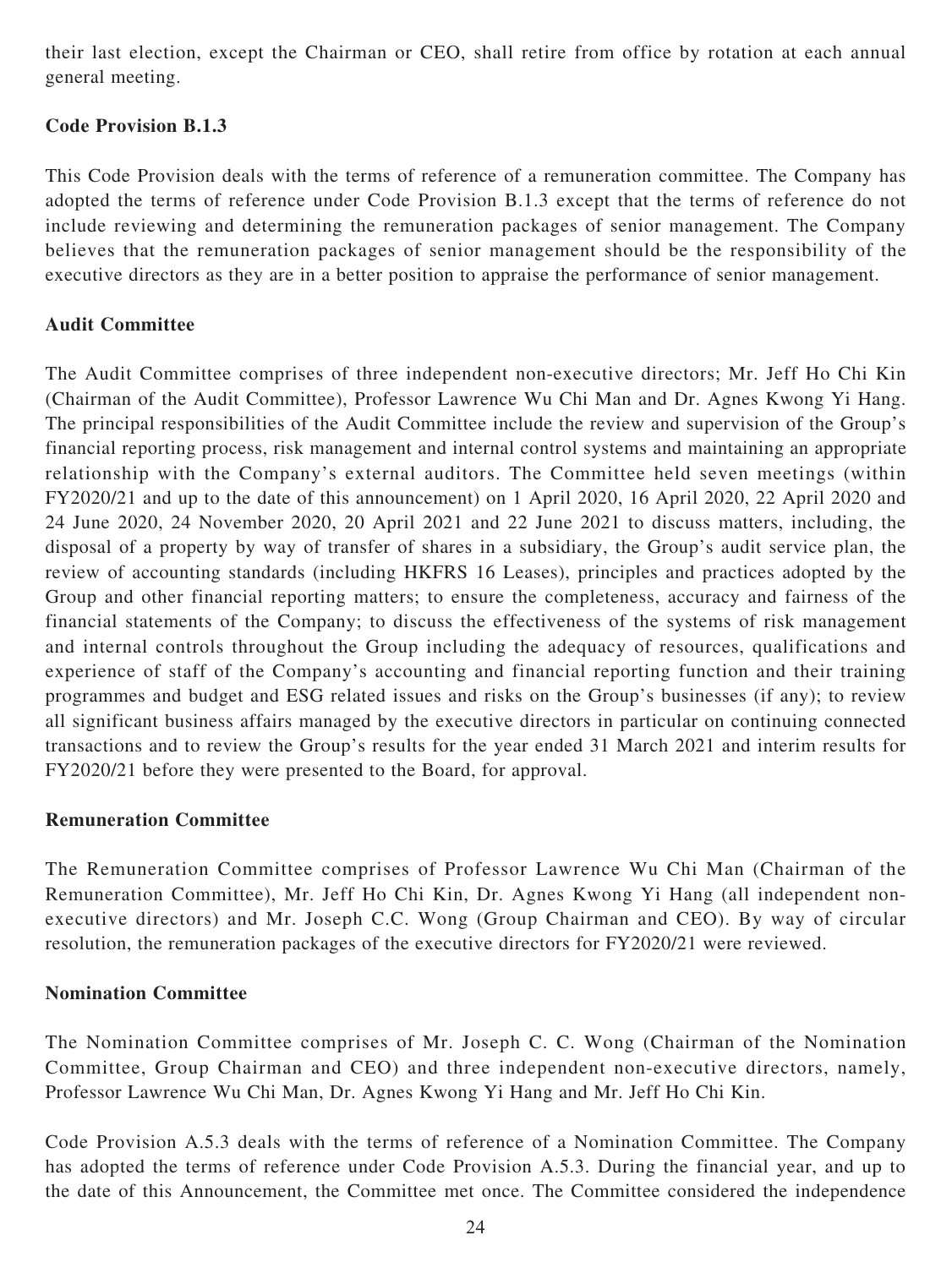their last election, except the Chairman or CEO, shall retire from office by rotation at each annual general meeting.

**Code Provision B.1.3**

This Code Provision deals with the terms of reference of a remuneration committee. The Company has adopted the terms of reference under Code Provision B.1.3 except that the terms of reference do not include reviewing and determining the remuneration packages of senior management. The Company believes that the remuneration packages of senior management should be the responsibility of the executive directors as they are in a better position to appraise the performance of senior management.

**Audit Committee**

The Audit Committee comprises of three independent non-executive directors; Mr. Jeff Ho Chi Kin (Chairman of the Audit Committee), Professor Lawrence Wu Chi Man and Dr. Agnes Kwong Yi Hang. The principal responsibilities of the Audit Committee include the review and supervision of the Group's financial reporting process, risk management and internal control systems and maintaining an appropriate relationship with the Company's external auditors. The Committee held seven meetings (within FY2020/21 and up to the date of this announcement) on 1 April 2020, 16 April 2020, 22 April 2020 and 24 June 2020, 24 November 2020, 20 April 2021 and 22 June 2021 to discuss matters, including, the disposal of a property by way of transfer of shares in a subsidiary, the Group's audit service plan, the review of accounting standards (including HKFRS 16 Leases), principles and practices adopted by the Group and other financial reporting matters; to ensure the completeness, accuracy and fairness of the financial statements of the Company; to discuss the effectiveness of the systems of risk management and internal controls throughout the Group including the adequacy of resources, qualifications and experience of staff of the Company's accounting and financial reporting function and their training programmes and budget and ESG related issues and risks on the Group's businesses (if any); to review all significant business affairs managed by the executive directors in particular on continuing connected transactions and to review the Group's results for the year ended 31 March 2021 and interim results for FY2020/21 before they were presented to the Board, for approval.

**Remuneration Committee**

The Remuneration Committee comprises of Professor Lawrence Wu Chi Man (Chairman of the Remuneration Committee), Mr. Jeff Ho Chi Kin, Dr. Agnes Kwong Yi Hang (all independent non-executive directors) and Mr. Joseph C.C. Wong (Group Chairman and CEO). By way of circular resolution, the remuneration packages of the executive directors for FY2020/21 were reviewed.

**Nomination Committee**

The Nomination Committee comprises of Mr. Joseph C. C. Wong (Chairman of the Nomination Committee, Group Chairman and CEO) and three independent non-executive directors, namely, Professor Lawrence Wu Chi Man, Dr. Agnes Kwong Yi Hang and Mr. Jeff Ho Chi Kin.

Code Provision A.5.3 deals with the terms of reference of a Nomination Committee. The Company has adopted the terms of reference under Code Provision A.5.3. During the financial year, and up to the date of this Announcement, the Committee met once. The Committee considered the independence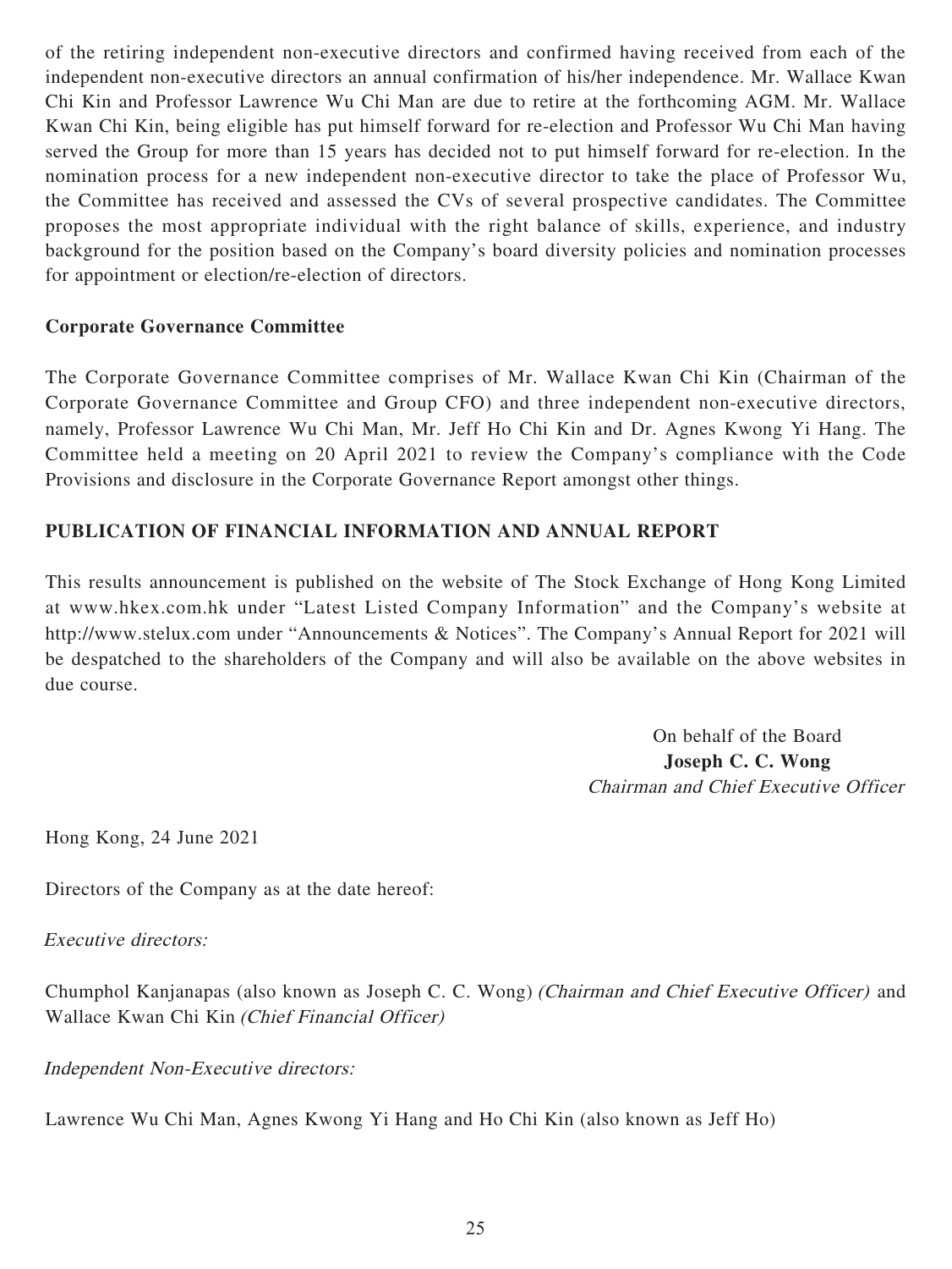of the retiring independent non-executive directors and confirmed having received from each of the independent non-executive directors an annual confirmation of his/her independence. Mr. Wallace Kwan Chi Kin and Professor Lawrence Wu Chi Man are due to retire at the forthcoming AGM. Mr. Wallace Kwan Chi Kin, being eligible has put himself forward for re-election and Professor Wu Chi Man having served the Group for more than 15 years has decided not to put himself forward for re-election. In the nomination process for a new independent non-executive director to take the place of Professor Wu, the Committee has received and assessed the CVs of several prospective candidates. The Committee proposes the most appropriate individual with the right balance of skills, experience, and industry background for the position based on the Company's board diversity policies and nomination processes for appointment or election/re-election of directors.

**Corporate Governance Committee**

The Corporate Governance Committee comprises of Mr. Wallace Kwan Chi Kin (Chairman of the Corporate Governance Committee and Group CFO) and three independent non-executive directors, namely, Professor Lawrence Wu Chi Man, Mr. Jeff Ho Chi Kin and Dr. Agnes Kwong Yi Hang. The Committee held a meeting on 20 April 2021 to review the Company's compliance with the Code Provisions and disclosure in the Corporate Governance Report amongst other things.

## PUBLICATION OF FINANCIAL INFORMATION AND ANNUAL REPORT

This results announcement is published on the website of The Stock Exchange of Hong Kong Limited at www.hkex.com.hk under "Latest Listed Company Information" and the Company's website at http://www.stelux.com under "Announcements & Notices". The Company's Annual Report for 2021 will be despatched to the shareholders of the Company and will also be available on the above websites in due course.

On behalf of the Board
**Joseph C. C. Wong**
*Chairman and Chief Executive Officer*

Hong Kong, 24 June 2021

Directors of the Company as at the date hereof:

*Executive directors:*

Chumphol Kanjanapas (also known as Joseph C. C. Wong) *(Chairman and Chief Executive Officer)* and Wallace Kwan Chi Kin *(Chief Financial Officer)*

*Independent Non-Executive directors:*

Lawrence Wu Chi Man, Agnes Kwong Yi Hang and Ho Chi Kin (also known as Jeff Ho)